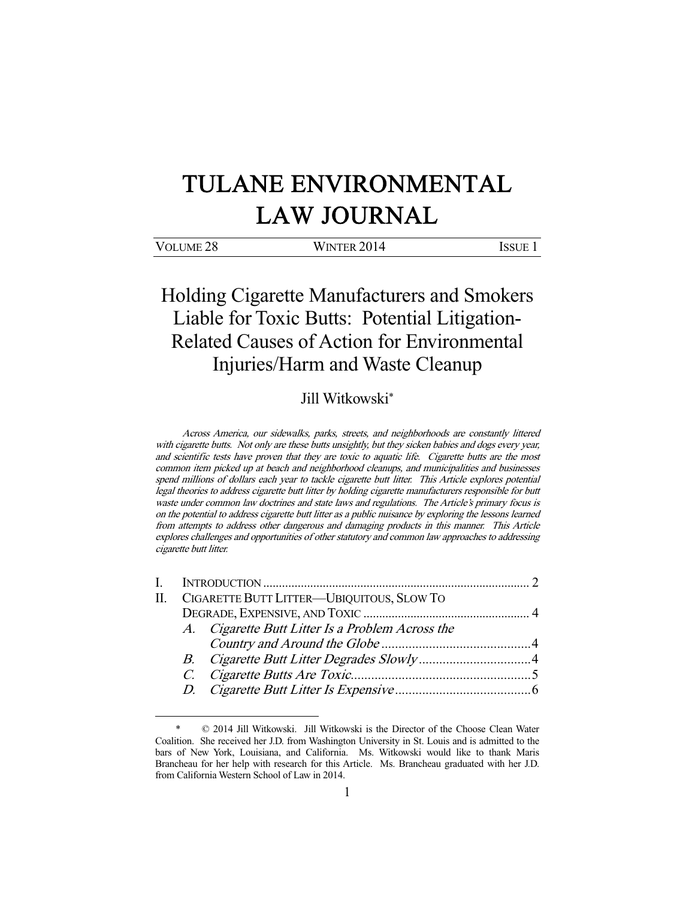# TULANE ENVIRONMENTAL LAW JOURNAL

VOLUME 28 WINTER 2014 ISSUE 1

## Holding Cigarette Manufacturers and Smokers Liable for Toxic Butts: Potential Litigation-Related Causes of Action for Environmental Injuries/Harm and Waste Cleanup

Jill Witkowski*

*Across America, our sidewalks, parks, streets, and neighborhoods are constantly littered with cigarette butts. Not only are these butts unsightly, but they sicken babies and dogs every year, and scientific tests have proven that they are toxic to aquatic life. Cigarette butts are the most common item picked up at beach and neighborhood cleanups, and municipalities and businesses spend millions of dollars each year to tackle cigarette butt litter. This Article explores potential legal theories to address cigarette butt litter by holding cigarette manufacturers responsible for butt waste under common law doctrines and state laws and regulations. The Article's primary focus is on the potential to address cigarette butt litter as a public nuisance by exploring the lessons learned from attempts to address other dangerous and damaging products in this manner. This Article explores challenges and opportunities of other statutory and common law approaches to addressing cigarette butt litter.*

I. INTRODUCTION ..... 2

II. CIGARETTE BUTT LITTER—UBIQUITOUS, SLOW TO DEGRADE, EXPENSIVE, AND TOXIC ..... 4

- A. *Cigarette Butt Litter Is a Problem Across the Country and Around the Globe* ..... 4
- B. *Cigarette Butt Litter Degrades Slowly* ..... 4
- C. *Cigarette Butts Are Toxic* ..... 5
- D. *Cigarette Butt Litter Is Expensive* ..... 6

---

\* © 2014 Jill Witkowski. Jill Witkowski is the Director of the Choose Clean Water Coalition. She received her J.D. from Washington University in St. Louis and is admitted to the bars of New York, Louisiana, and California. Ms. Witkowski would like to thank Maris Brancheau for her help with research for this Article. Ms. Brancheau graduated with her J.D. from California Western School of Law in 2014.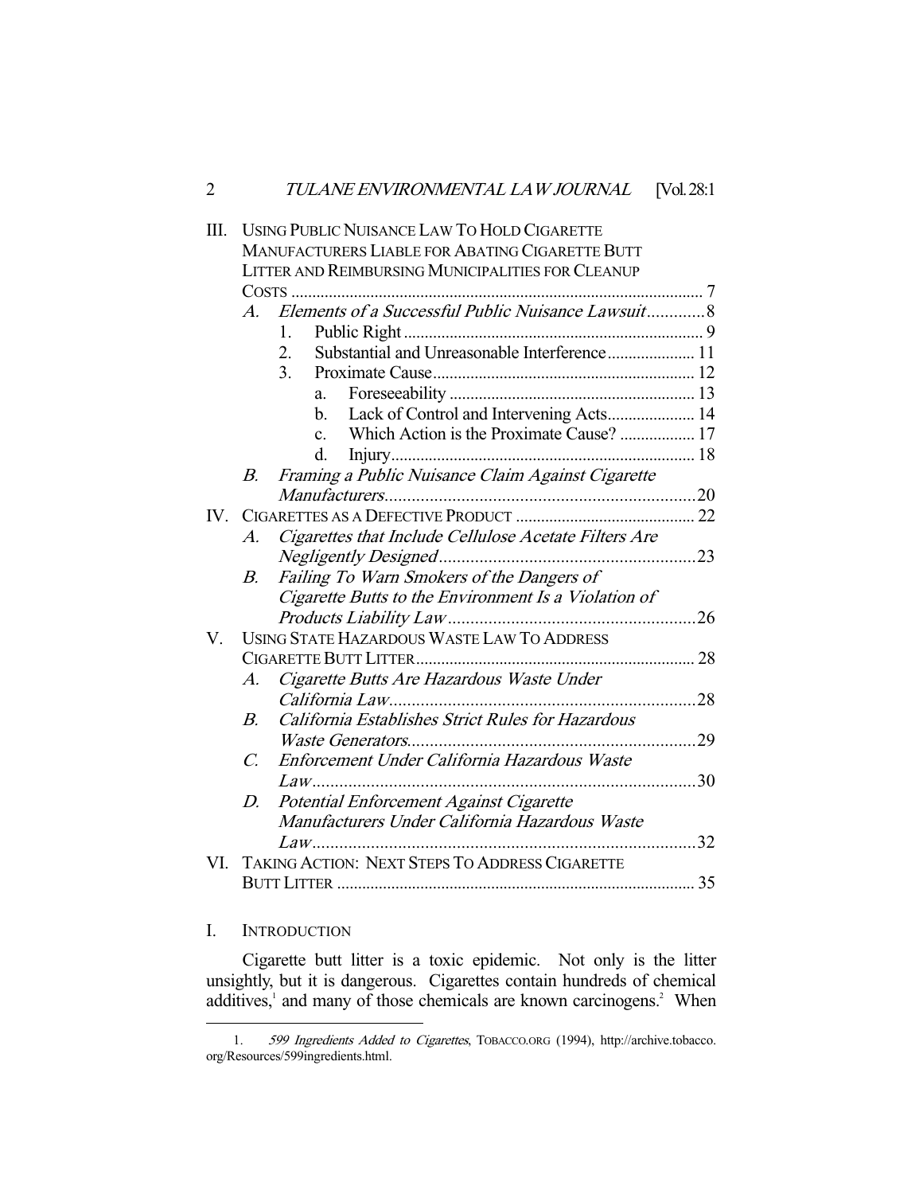III. USING PUBLIC NUISANCE LAW TO HOLD CIGARETTE MANUFACTURERS LIABLE FOR ABATING CIGARETTE BUTT LITTER AND REIMBURSING MUNICIPALITIES FOR CLEANUP COSTS ........................................................................ 7
   A. *Elements of a Successful Public Nuisance Lawsuit* ............ 8
      1. Public Right ........................................................................ 9
      2. Substantial and Unreasonable Interference ..................... 11
      3. Proximate Cause ............................................................... 12
         a. Foreseeability ........................................................... 13
         b. Lack of Control and Intervening Acts ..................... 14
         c. Which Action is the Proximate Cause? .................. 17
         d. Injury ......................................................................... 18
   B. *Framing a Public Nuisance Claim Against Cigarette Manufacturers* ........................................................................ 20
IV. CIGARETTES AS A DEFECTIVE PRODUCT ........................................... 22
   A. *Cigarettes that Include Cellulose Acetate Filters Are Negligently Designed* ......................................................... 23
   B. *Failing To Warn Smokers of the Dangers of Cigarette Butts to the Environment Is a Violation of Products Liability Law* ........................................................ 26
V. USING STATE HAZARDOUS WASTE LAW TO ADDRESS CIGARETTE BUTT LITTER ................................................................... 28
   A. *Cigarette Butts Are Hazardous Waste Under California Law* ..................................................................... 28
   B. *California Establishes Strict Rules for Hazardous Waste Generators* ................................................................. 29
   C. *Enforcement Under California Hazardous Waste Law* ..................................................................................... 30
   D. *Potential Enforcement Against Cigarette Manufacturers Under California Hazardous Waste Law* ..................................................................................... 32
VI. TAKING ACTION: NEXT STEPS TO ADDRESS CIGARETTE BUTT LITTER ...................................................................................... 35

## I. INTRODUCTION

Cigarette butt litter is a toxic epidemic. Not only is the litter unsightly, but it is dangerous. Cigarettes contain hundreds of chemical additives,[1] and many of those chemicals are known carcinogens.[2] When

---

1. *599 Ingredients Added to Cigarettes*, TOBACCO.ORG (1994), http://archive.tobacco.org/Resources/599ingredients.html.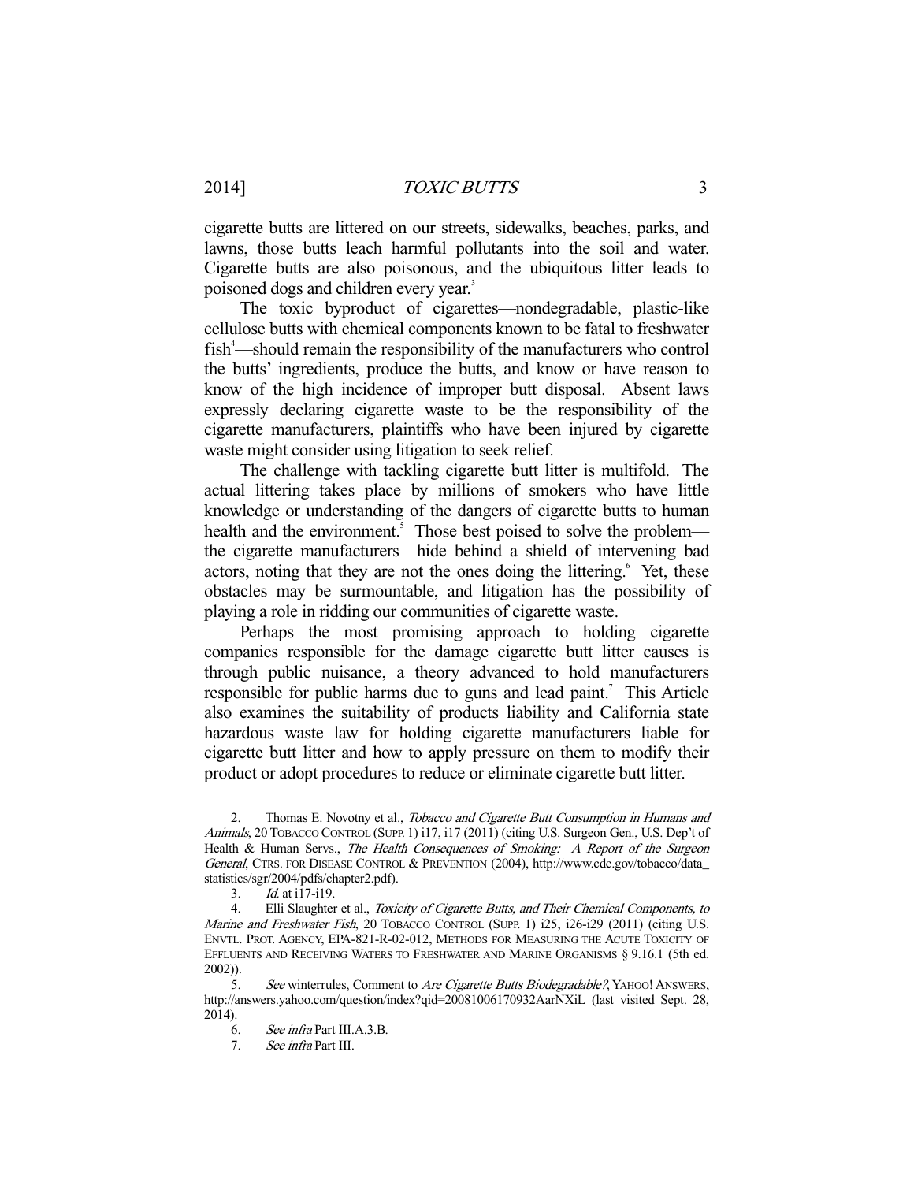cigarette butts are littered on our streets, sidewalks, beaches, parks, and lawns, those butts leach harmful pollutants into the soil and water. Cigarette butts are also poisonous, and the ubiquitous litter leads to poisoned dogs and children every year.[3]

The toxic byproduct of cigarettes—nondegradable, plastic-like cellulose butts with chemical components known to be fatal to freshwater fish[4]—should remain the responsibility of the manufacturers who control the butts' ingredients, produce the butts, and know or have reason to know of the high incidence of improper butt disposal. Absent laws expressly declaring cigarette waste to be the responsibility of the cigarette manufacturers, plaintiffs who have been injured by cigarette waste might consider using litigation to seek relief.

The challenge with tackling cigarette butt litter is multifold. The actual littering takes place by millions of smokers who have little knowledge or understanding of the dangers of cigarette butts to human health and the environment.[5] Those best poised to solve the problem—the cigarette manufacturers—hide behind a shield of intervening bad actors, noting that they are not the ones doing the littering.[6] Yet, these obstacles may be surmountable, and litigation has the possibility of playing a role in ridding our communities of cigarette waste.

Perhaps the most promising approach to holding cigarette companies responsible for the damage cigarette butt litter causes is through public nuisance, a theory advanced to hold manufacturers responsible for public harms due to guns and lead paint.[7] This Article also examines the suitability of products liability and California state hazardous waste law for holding cigarette manufacturers liable for cigarette butt litter and how to apply pressure on them to modify their product or adopt procedures to reduce or eliminate cigarette butt litter.

---

2. Thomas E. Novotny et al., *Tobacco and Cigarette Butt Consumption in Humans and Animals*, 20 TOBACCO CONTROL (SUPP. 1) i17, i17 (2011) (citing U.S. Surgeon Gen., U.S. Dep't of Health & Human Servs., *The Health Consequences of Smoking: A Report of the Surgeon General*, CTRS. FOR DISEASE CONTROL & PREVENTION (2004), http://www.cdc.gov/tobacco/data_statistics/sgr/2004/pdfs/chapter2.pdf).

3. *Id.* at i17-i19.

4. Elli Slaughter et al., *Toxicity of Cigarette Butts, and Their Chemical Components, to Marine and Freshwater Fish*, 20 TOBACCO CONTROL (SUPP. 1) i25, i26-i29 (2011) (citing U.S. ENVTL. PROT. AGENCY, EPA-821-R-02-012, METHODS FOR MEASURING THE ACUTE TOXICITY OF EFFLUENTS AND RECEIVING WATERS TO FRESHWATER AND MARINE ORGANISMS § 9.16.1 (5th ed. 2002)).

5. *See* winterrules, Comment to *Are Cigarette Butts Biodegradable?*, YAHOO! ANSWERS, http://answers.yahoo.com/question/index?qid=20081006170932AarNXiL (last visited Sept. 28, 2014).

6. *See infra* Part III.A.3.B.

7. *See infra* Part III.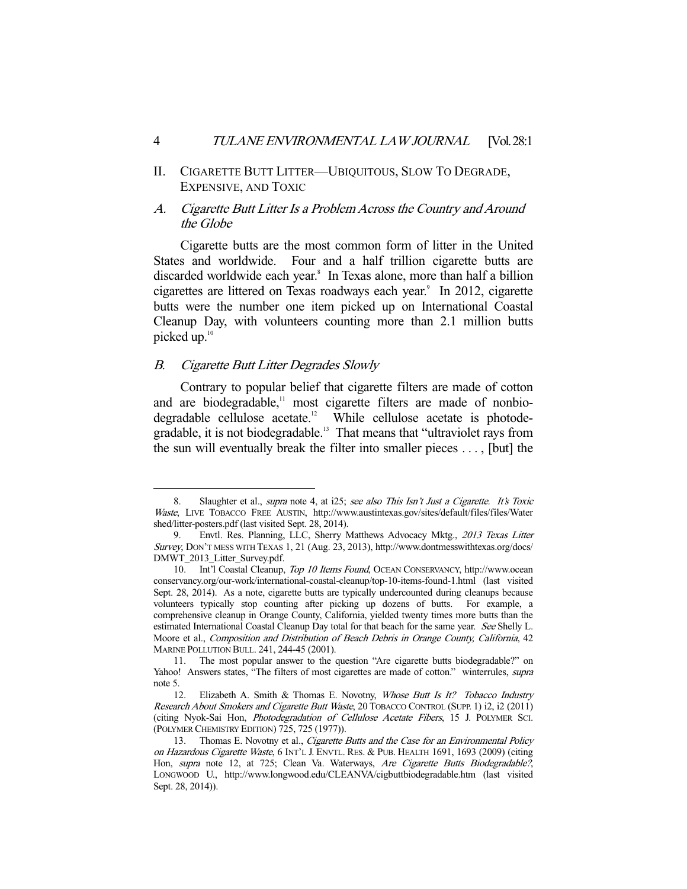## II. CIGARETTE BUTT LITTER—UBIQUITOUS, SLOW TO DEGRADE, EXPENSIVE, AND TOXIC

### A. *Cigarette Butt Litter Is a Problem Across the Country and Around the Globe*

Cigarette butts are the most common form of litter in the United States and worldwide. Four and a half trillion cigarette butts are discarded worldwide each year.[8] In Texas alone, more than half a billion cigarettes are littered on Texas roadways each year.[9] In 2012, cigarette butts were the number one item picked up on International Coastal Cleanup Day, with volunteers counting more than 2.1 million butts picked up.[10]

### B. *Cigarette Butt Litter Degrades Slowly*

Contrary to popular belief that cigarette filters are made of cotton and are biodegradable,[11] most cigarette filters are made of nonbiodegradable cellulose acetate.[12] While cellulose acetate is photodegradable, it is not biodegradable.[13] That means that "ultraviolet rays from the sun will eventually break the filter into smaller pieces . . . , [but] the

---

8. Slaughter et al., *supra* note 4, at i25; *see also This Isn't Just a Cigarette. It's Toxic Waste*, LIVE TOBACCO FREE AUSTIN, http://www.austintexas.gov/sites/default/files/files/Watershed/litter-posters.pdf (last visited Sept. 28, 2014).

9. Envtl. Res. Planning, LLC, Sherry Matthews Advocacy Mktg., *2013 Texas Litter Survey*, DON'T MESS WITH TEXAS 1, 21 (Aug. 23, 2013), http://www.dontmesswithtexas.org/docs/DMWT_2013_Litter_Survey.pdf.

10. Int'l Coastal Cleanup, *Top 10 Items Found*, OCEAN CONSERVANCY, http://www.oceanconservancy.org/our-work/international-coastal-cleanup/top-10-items-found-1.html (last visited Sept. 28, 2014). As a note, cigarette butts are typically undercounted during cleanups because volunteers typically stop counting after picking up dozens of butts. For example, a comprehensive cleanup in Orange County, California, yielded twenty times more butts than the estimated International Coastal Cleanup Day total for that beach for the same year. *See* Shelly L. Moore et al., *Composition and Distribution of Beach Debris in Orange County, California*, 42 MARINE POLLUTION BULL. 241, 244-45 (2001).

11. The most popular answer to the question "Are cigarette butts biodegradable?" on Yahoo! Answers states, "The filters of most cigarettes are made of cotton." winterrules, *supra* note 5.

12. Elizabeth A. Smith & Thomas E. Novotny, *Whose Butt Is It? Tobacco Industry Research About Smokers and Cigarette Butt Waste*, 20 TOBACCO CONTROL (SUPP. 1) i2, i2 (2011) (citing Nyok-Sai Hon, *Photodegradation of Cellulose Acetate Fibers*, 15 J. POLYMER SCI. (POLYMER CHEMISTRY EDITION) 725, 725 (1977)).

13. Thomas E. Novotny et al., *Cigarette Butts and the Case for an Environmental Policy on Hazardous Cigarette Waste*, 6 INT'L J. ENVTL. RES. & PUB. HEALTH 1691, 1693 (2009) (citing Hon, *supra* note 12, at 725; Clean Va. Waterways, *Are Cigarette Butts Biodegradable?*, LONGWOOD U., http://www.longwood.edu/CLEANVA/cigbuttbiodegradable.htm (last visited Sept. 28, 2014)).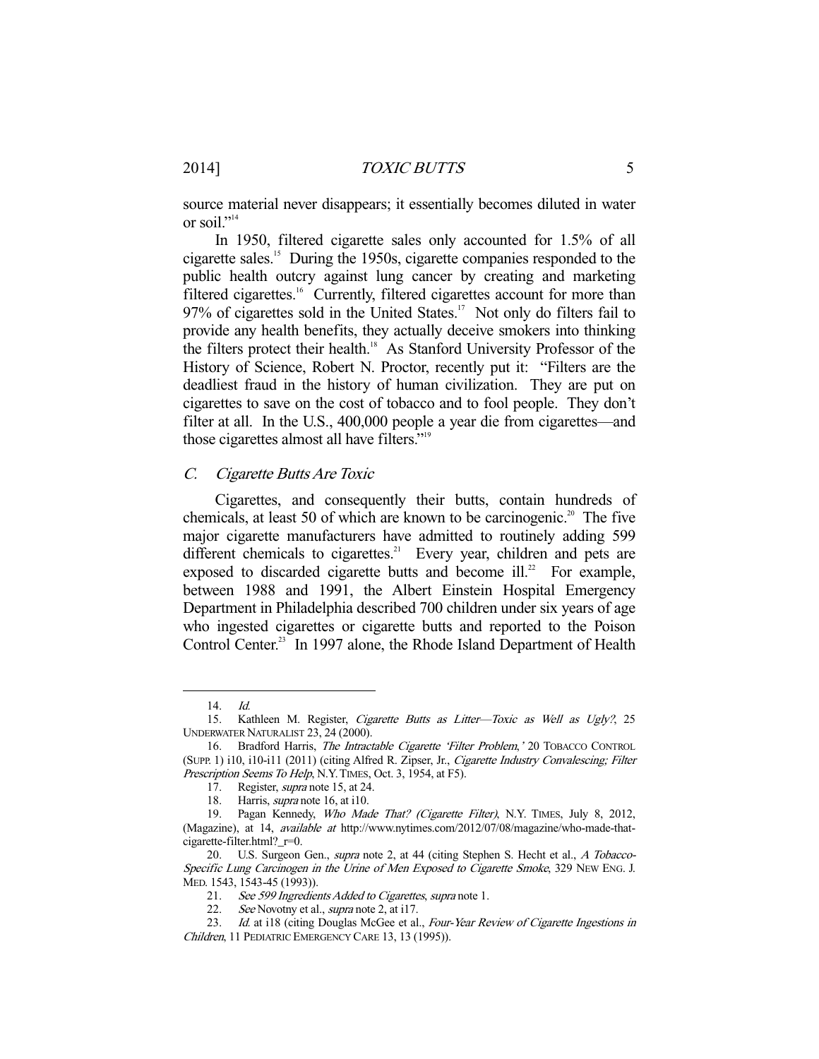source material never disappears; it essentially becomes diluted in water or soil."[14]

In 1950, filtered cigarette sales only accounted for 1.5% of all cigarette sales.[15] During the 1950s, cigarette companies responded to the public health outcry against lung cancer by creating and marketing filtered cigarettes.[16] Currently, filtered cigarettes account for more than 97% of cigarettes sold in the United States.[17] Not only do filters fail to provide any health benefits, they actually deceive smokers into thinking the filters protect their health.[18] As Stanford University Professor of the History of Science, Robert N. Proctor, recently put it: "Filters are the deadliest fraud in the history of human civilization. They are put on cigarettes to save on the cost of tobacco and to fool people. They don't filter at all. In the U.S., 400,000 people a year die from cigarettes—and those cigarettes almost all have filters."[19]

### C. *Cigarette Butts Are Toxic*

Cigarettes, and consequently their butts, contain hundreds of chemicals, at least 50 of which are known to be carcinogenic.[20] The five major cigarette manufacturers have admitted to routinely adding 599 different chemicals to cigarettes.[21] Every year, children and pets are exposed to discarded cigarette butts and become ill.[22] For example, between 1988 and 1991, the Albert Einstein Hospital Emergency Department in Philadelphia described 700 children under six years of age who ingested cigarettes or cigarette butts and reported to the Poison Control Center.[23] In 1997 alone, the Rhode Island Department of Health

---

14. *Id.*

15. Kathleen M. Register, *Cigarette Butts as Litter—Toxic as Well as Ugly?*, 25 UNDERWATER NATURALIST 23, 24 (2000).

16. Bradford Harris, *The Intractable Cigarette 'Filter Problem,'* 20 TOBACCO CONTROL (SUPP. 1) i10, i10-i11 (2011) (citing Alfred R. Zipser, Jr., *Cigarette Industry Convalescing; Filter Prescription Seems To Help*, N.Y. TIMES, Oct. 3, 1954, at F5).

17. Register, *supra* note 15, at 24.

18. Harris, *supra* note 16, at i10.

19. Pagan Kennedy, *Who Made That? (Cigarette Filter)*, N.Y. TIMES, July 8, 2012, (Magazine), at 14, *available at* http://www.nytimes.com/2012/07/08/magazine/who-made-that-cigarette-filter.html?_r=0.

20. U.S. Surgeon Gen., *supra* note 2, at 44 (citing Stephen S. Hecht et al., *A Tobacco-Specific Lung Carcinogen in the Urine of Men Exposed to Cigarette Smoke*, 329 NEW ENG. J. MED. 1543, 1543-45 (1993)).

21. *See 599 Ingredients Added to Cigarettes*, *supra* note 1.

22. *See* Novotny et al., *supra* note 2, at i17.

23. *Id.* at i18 (citing Douglas McGee et al., *Four-Year Review of Cigarette Ingestions in Children*, 11 PEDIATRIC EMERGENCY CARE 13, 13 (1995)).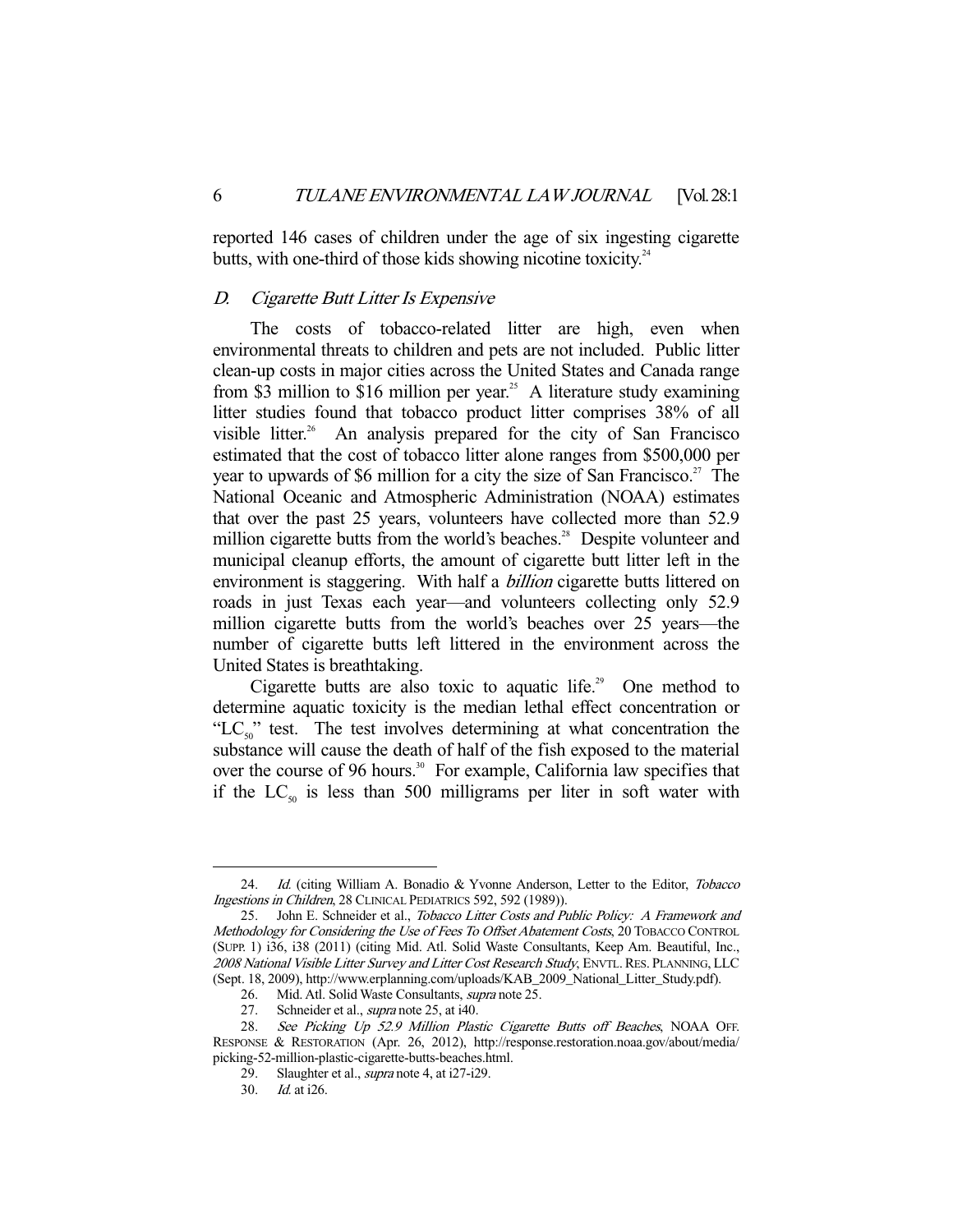reported 146 cases of children under the age of six ingesting cigarette butts, with one-third of those kids showing nicotine toxicity.[24]

### *D. Cigarette Butt Litter Is Expensive*

The costs of tobacco-related litter are high, even when environmental threats to children and pets are not included. Public litter clean-up costs in major cities across the United States and Canada range from \$3 million to \$16 million per year.[25] A literature study examining litter studies found that tobacco product litter comprises 38% of all visible litter.[26] An analysis prepared for the city of San Francisco estimated that the cost of tobacco litter alone ranges from \$500,000 per year to upwards of \$6 million for a city the size of San Francisco.[27] The National Oceanic and Atmospheric Administration (NOAA) estimates that over the past 25 years, volunteers have collected more than 52.9 million cigarette butts from the world's beaches.[28] Despite volunteer and municipal cleanup efforts, the amount of cigarette butt litter left in the environment is staggering. With half a *billion* cigarette butts littered on roads in just Texas each year—and volunteers collecting only 52.9 million cigarette butts from the world's beaches over 25 years—the number of cigarette butts left littered in the environment across the United States is breathtaking.

Cigarette butts are also toxic to aquatic life.[29] One method to determine aquatic toxicity is the median lethal effect concentration or "$LC_{50}$" test. The test involves determining at what concentration the substance will cause the death of half of the fish exposed to the material over the course of 96 hours.[30] For example, California law specifies that if the $LC_{50}$ is less than 500 milligrams per liter in soft water with

---

24. *Id.* (citing William A. Bonadio & Yvonne Anderson, Letter to the Editor, *Tobacco Ingestions in Children*, 28 CLINICAL PEDIATRICS 592, 592 (1989)).

25. John E. Schneider et al., *Tobacco Litter Costs and Public Policy: A Framework and Methodology for Considering the Use of Fees To Offset Abatement Costs*, 20 TOBACCO CONTROL (SUPP. 1) i36, i38 (2011) (citing Mid. Atl. Solid Waste Consultants, Keep Am. Beautiful, Inc., *2008 National Visible Litter Survey and Litter Cost Research Study*, ENVTL. RES. PLANNING, LLC (Sept. 18, 2009), http://www.erplanning.com/uploads/KAB_2009_National_Litter_Study.pdf).

26. Mid. Atl. Solid Waste Consultants, *supra* note 25.

27. Schneider et al., *supra* note 25, at i40.

28. *See Picking Up 52.9 Million Plastic Cigarette Butts off Beaches*, NOAA OFF. RESPONSE & RESTORATION (Apr. 26, 2012), http://response.restoration.noaa.gov/about/media/picking-52-million-plastic-cigarette-butts-beaches.html.

29. Slaughter et al., *supra* note 4, at i27-i29.

30. *Id.* at i26.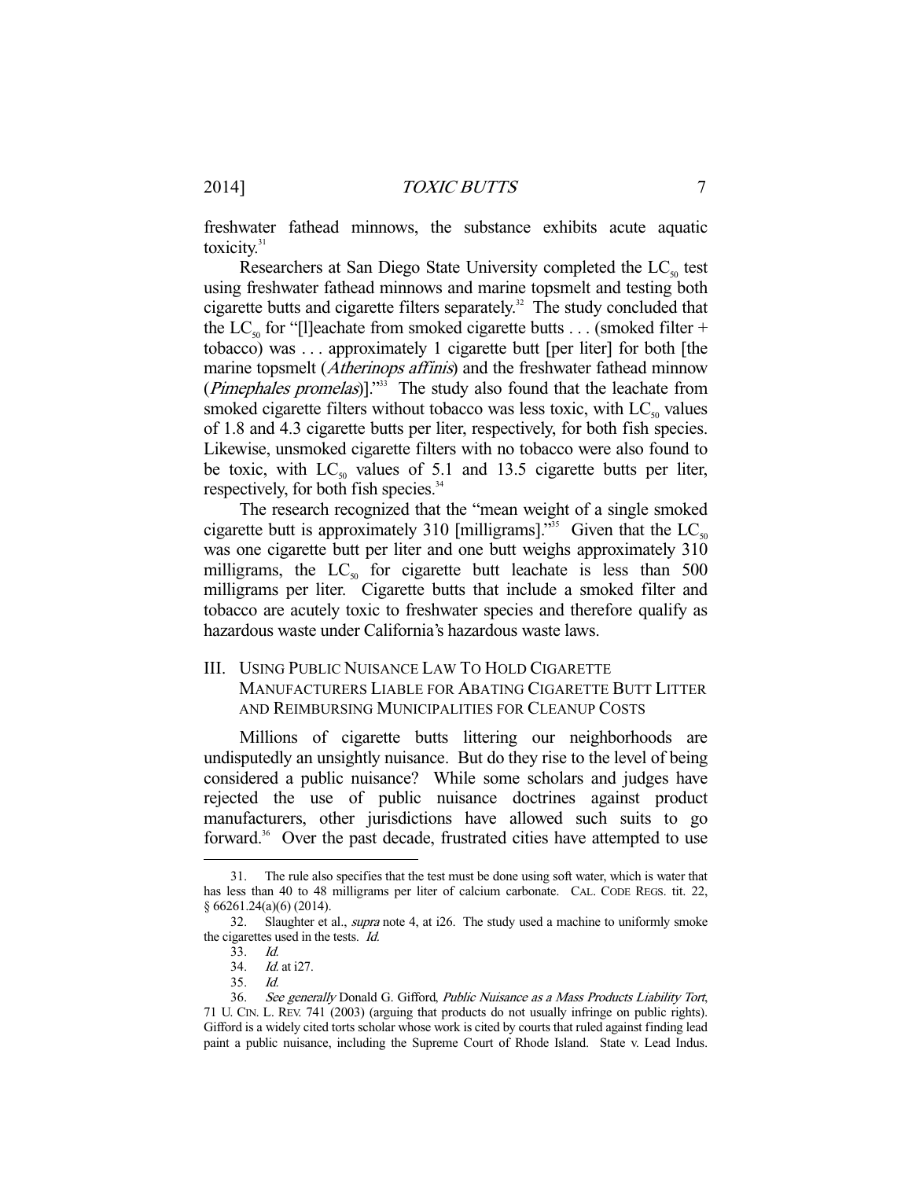freshwater fathead minnows, the substance exhibits acute aquatic toxicity.[31]

Researchers at San Diego State University completed the $LC_{50}$ test using freshwater fathead minnows and marine topsmelt and testing both cigarette butts and cigarette filters separately.[32] The study concluded that the $LC_{50}$ for "[l]eachate from smoked cigarette butts . . . (smoked filter + tobacco) was . . . approximately 1 cigarette butt [per liter] for both [the marine topsmelt (*Atherinops affinis*) and the freshwater fathead minnow (*Pimephales promelas*)]."[33] The study also found that the leachate from smoked cigarette filters without tobacco was less toxic, with $LC_{50}$ values of 1.8 and 4.3 cigarette butts per liter, respectively, for both fish species. Likewise, unsmoked cigarette filters with no tobacco were also found to be toxic, with $LC_{50}$ values of 5.1 and 13.5 cigarette butts per liter, respectively, for both fish species.[34]

The research recognized that the "mean weight of a single smoked cigarette butt is approximately 310 [milligrams]."[35] Given that the $LC_{50}$ was one cigarette butt per liter and one butt weighs approximately 310 milligrams, the $LC_{50}$ for cigarette butt leachate is less than 500 milligrams per liter. Cigarette butts that include a smoked filter and tobacco are acutely toxic to freshwater species and therefore qualify as hazardous waste under California's hazardous waste laws.

## III. Using Public Nuisance Law To Hold Cigarette Manufacturers Liable for Abating Cigarette Butt Litter and Reimbursing Municipalities for Cleanup Costs

Millions of cigarette butts littering our neighborhoods are undisputedly an unsightly nuisance. But do they rise to the level of being considered a public nuisance? While some scholars and judges have rejected the use of public nuisance doctrines against product manufacturers, other jurisdictions have allowed such suits to go forward.[36] Over the past decade, frustrated cities have attempted to use

---

31. The rule also specifies that the test must be done using soft water, which is water that has less than 40 to 48 milligrams per liter of calcium carbonate. CAL. CODE REGS. tit. 22, § 66261.24(a)(6) (2014).

32. Slaughter et al., *supra* note 4, at i26. The study used a machine to uniformly smoke the cigarettes used in the tests. *Id.*

33. *Id.*

34. *Id.* at i27.

35. *Id.*

36. *See generally* Donald G. Gifford, *Public Nuisance as a Mass Products Liability Tort*, 71 U. CIN. L. REV. 741 (2003) (arguing that products do not usually infringe on public rights). Gifford is a widely cited torts scholar whose work is cited by courts that ruled against finding lead paint a public nuisance, including the Supreme Court of Rhode Island. State v. Lead Indus.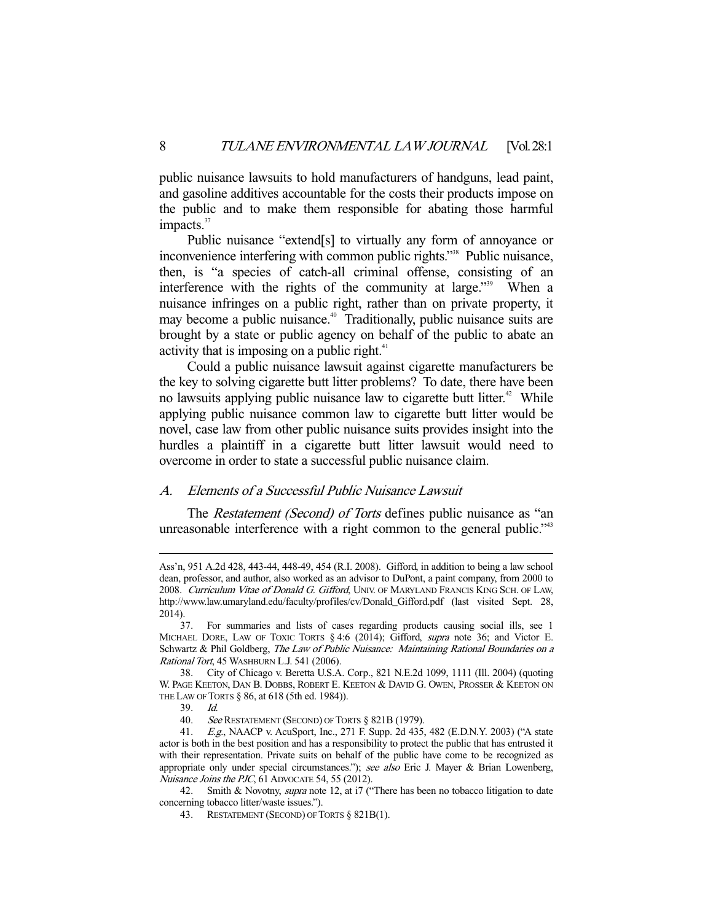public nuisance lawsuits to hold manufacturers of handguns, lead paint, and gasoline additives accountable for the costs their products impose on the public and to make them responsible for abating those harmful impacts.[37]

Public nuisance "extend[s] to virtually any form of annoyance or inconvenience interfering with common public rights."[38] Public nuisance, then, is "a species of catch-all criminal offense, consisting of an interference with the rights of the community at large."[39] When a nuisance infringes on a public right, rather than on private property, it may become a public nuisance.[40] Traditionally, public nuisance suits are brought by a state or public agency on behalf of the public to abate an activity that is imposing on a public right.[41]

Could a public nuisance lawsuit against cigarette manufacturers be the key to solving cigarette butt litter problems? To date, there have been no lawsuits applying public nuisance law to cigarette butt litter.[42] While applying public nuisance common law to cigarette butt litter would be novel, case law from other public nuisance suits provides insight into the hurdles a plaintiff in a cigarette butt litter lawsuit would need to overcome in order to state a successful public nuisance claim.

### *A. Elements of a Successful Public Nuisance Lawsuit*

The *Restatement (Second) of Torts* defines public nuisance as "an unreasonable interference with a right common to the general public."[43]

---

Ass'n, 951 A.2d 428, 443-44, 448-49, 454 (R.I. 2008). Gifford, in addition to being a law school dean, professor, and author, also worked as an advisor to DuPont, a paint company, from 2000 to 2008. *Curriculum Vitae of Donald G. Gifford*, UNIV. OF MARYLAND FRANCIS KING SCH. OF LAW, http://www.law.umaryland.edu/faculty/profiles/cv/Donald_Gifford.pdf (last visited Sept. 28, 2014).

37. For summaries and lists of cases regarding products causing social ills, see 1 MICHAEL DORE, LAW OF TOXIC TORTS § 4:6 (2014); Gifford, *supra* note 36; and Victor E. Schwartz & Phil Goldberg, *The Law of Public Nuisance: Maintaining Rational Boundaries on a Rational Tort*, 45 WASHBURN L.J. 541 (2006).

38. City of Chicago v. Beretta U.S.A. Corp., 821 N.E.2d 1099, 1111 (Ill. 2004) (quoting W. PAGE KEETON, DAN B. DOBBS, ROBERT E. KEETON & DAVID G. OWEN, PROSSER & KEETON ON THE LAW OF TORTS § 86, at 618 (5th ed. 1984)).

39. *Id.*

40. *See* RESTATEMENT (SECOND) OF TORTS § 821B (1979).

41. *E.g.*, NAACP v. AcuSport, Inc., 271 F. Supp. 2d 435, 482 (E.D.N.Y. 2003) ("A state actor is both in the best position and has a responsibility to protect the public that has entrusted it with their representation. Private suits on behalf of the public have come to be recognized as appropriate only under special circumstances."); *see also* Eric J. Mayer & Brian Lowenberg, *Nuisance Joins the PJC*, 61 ADVOCATE 54, 55 (2012).

42. Smith & Novotny, *supra* note 12, at i7 ("There has been no tobacco litigation to date concerning tobacco litter/waste issues.").

43. RESTATEMENT (SECOND) OF TORTS § 821B(1).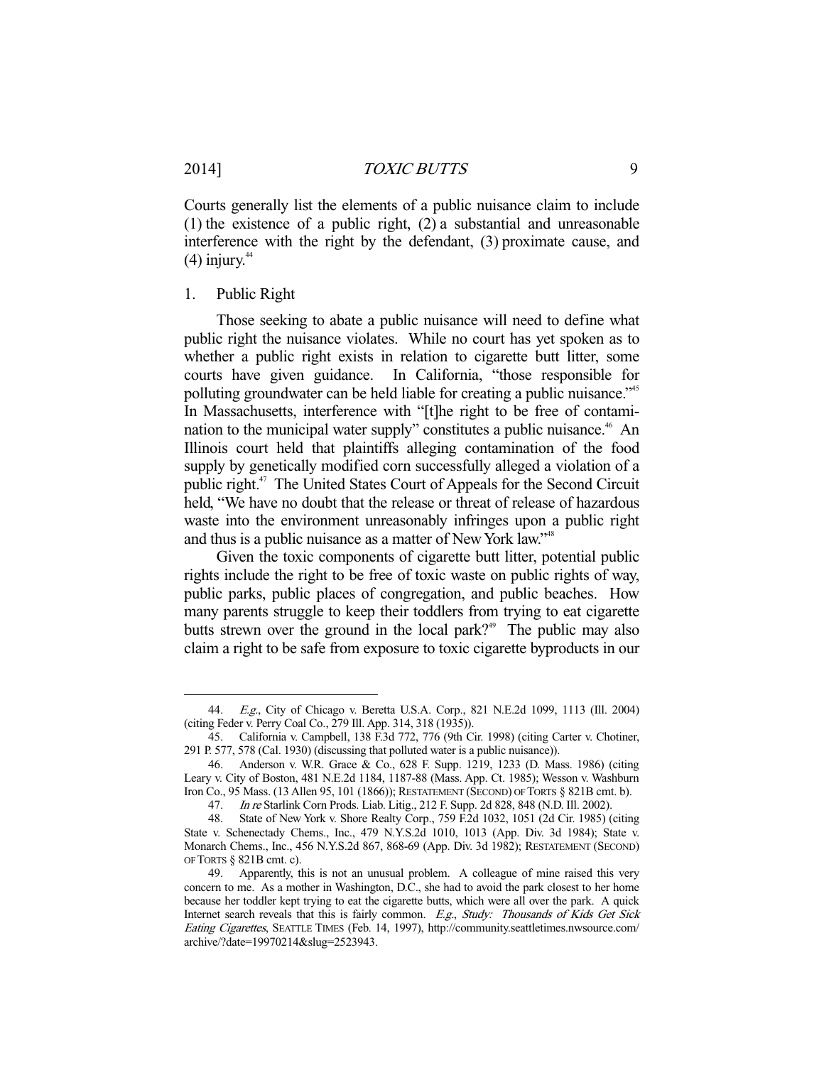Courts generally list the elements of a public nuisance claim to include (1) the existence of a public right, (2) a substantial and unreasonable interference with the right by the defendant, (3) proximate cause, and (4) injury.[44]

### 1. Public Right

Those seeking to abate a public nuisance will need to define what public right the nuisance violates. While no court has yet spoken as to whether a public right exists in relation to cigarette butt litter, some courts have given guidance. In California, "those responsible for polluting groundwater can be held liable for creating a public nuisance."[45] In Massachusetts, interference with "[t]he right to be free of contamination to the municipal water supply" constitutes a public nuisance.[46] An Illinois court held that plaintiffs alleging contamination of the food supply by genetically modified corn successfully alleged a violation of a public right.[47] The United States Court of Appeals for the Second Circuit held, "We have no doubt that the release or threat of release of hazardous waste into the environment unreasonably infringes upon a public right and thus is a public nuisance as a matter of New York law."[48]

Given the toxic components of cigarette butt litter, potential public rights include the right to be free of toxic waste on public rights of way, public parks, public places of congregation, and public beaches. How many parents struggle to keep their toddlers from trying to eat cigarette butts strewn over the ground in the local park?[49] The public may also claim a right to be safe from exposure to toxic cigarette byproducts in our

---

44. *E.g.*, City of Chicago v. Beretta U.S.A. Corp., 821 N.E.2d 1099, 1113 (Ill. 2004) (citing Feder v. Perry Coal Co., 279 Ill. App. 314, 318 (1935)).

45. California v. Campbell, 138 F.3d 772, 776 (9th Cir. 1998) (citing Carter v. Chotiner, 291 P. 577, 578 (Cal. 1930) (discussing that polluted water is a public nuisance)).

46. Anderson v. W.R. Grace & Co., 628 F. Supp. 1219, 1233 (D. Mass. 1986) (citing Leary v. City of Boston, 481 N.E.2d 1184, 1187-88 (Mass. App. Ct. 1985); Wesson v. Washburn Iron Co., 95 Mass. (13 Allen 95, 101 (1866)); RESTATEMENT (SECOND) OF TORTS § 821B cmt. b).

47. *In re* Starlink Corn Prods. Liab. Litig., 212 F. Supp. 2d 828, 848 (N.D. Ill. 2002).

48. State of New York v. Shore Realty Corp., 759 F.2d 1032, 1051 (2d Cir. 1985) (citing State v. Schenectady Chems., Inc., 479 N.Y.S.2d 1010, 1013 (App. Div. 3d 1984); State v. Monarch Chems., Inc., 456 N.Y.S.2d 867, 868-69 (App. Div. 3d 1982); RESTATEMENT (SECOND) OF TORTS § 821B cmt. c).

49. Apparently, this is not an unusual problem. A colleague of mine raised this very concern to me. As a mother in Washington, D.C., she had to avoid the park closest to her home because her toddler kept trying to eat the cigarette butts, which were all over the park. A quick Internet search reveals that this is fairly common. *E.g.*, *Study: Thousands of Kids Get Sick Eating Cigarettes*, SEATTLE TIMES (Feb. 14, 1997), http://community.seattletimes.nwsource.com/archive/?date=19970214&slug=2523943.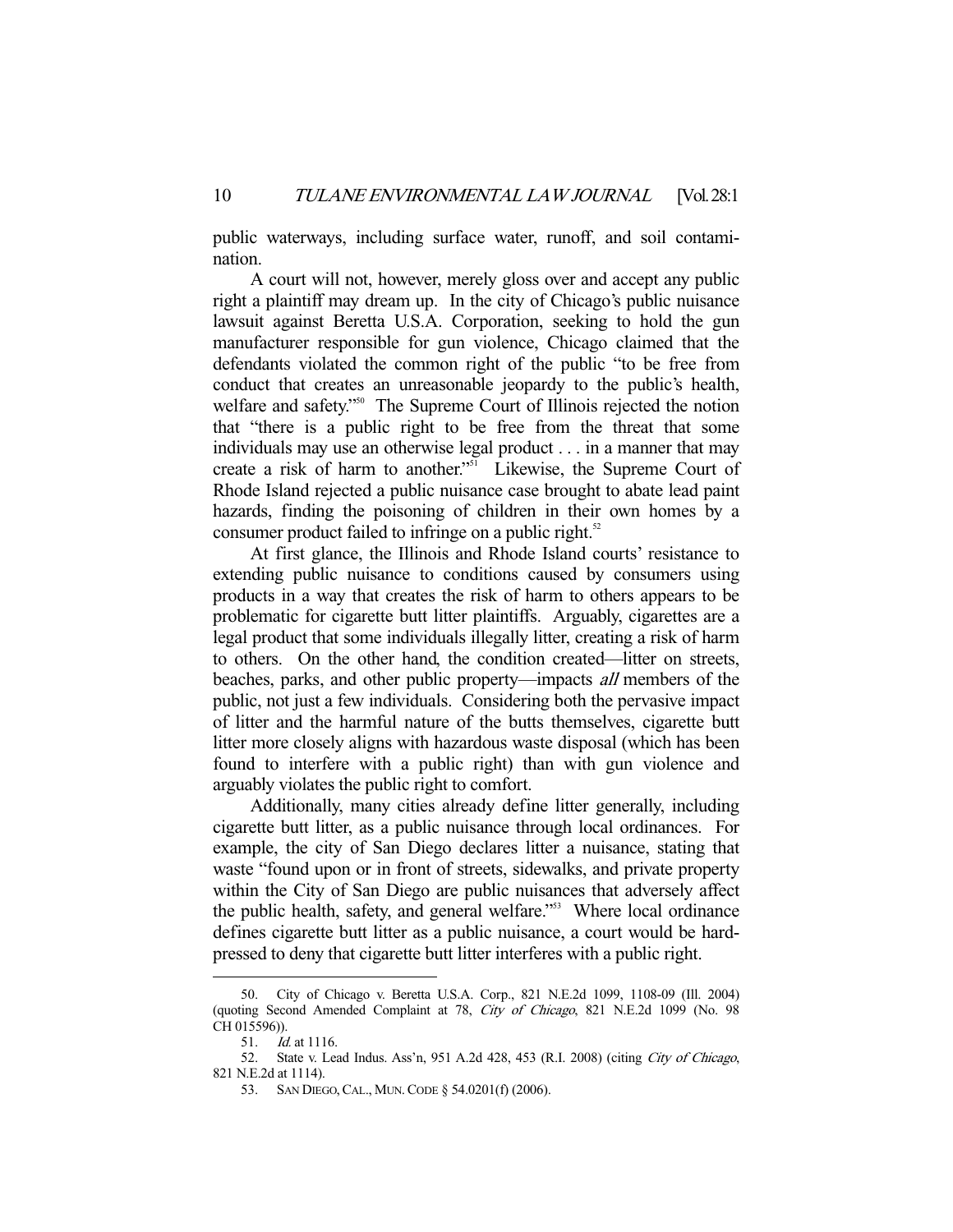public waterways, including surface water, runoff, and soil contamination.

A court will not, however, merely gloss over and accept any public right a plaintiff may dream up. In the city of Chicago's public nuisance lawsuit against Beretta U.S.A. Corporation, seeking to hold the gun manufacturer responsible for gun violence, Chicago claimed that the defendants violated the common right of the public "to be free from conduct that creates an unreasonable jeopardy to the public's health, welfare and safety."[50] The Supreme Court of Illinois rejected the notion that "there is a public right to be free from the threat that some individuals may use an otherwise legal product . . . in a manner that may create a risk of harm to another."[51] Likewise, the Supreme Court of Rhode Island rejected a public nuisance case brought to abate lead paint hazards, finding the poisoning of children in their own homes by a consumer product failed to infringe on a public right.[52]

At first glance, the Illinois and Rhode Island courts' resistance to extending public nuisance to conditions caused by consumers using products in a way that creates the risk of harm to others appears to be problematic for cigarette butt litter plaintiffs. Arguably, cigarettes are a legal product that some individuals illegally litter, creating a risk of harm to others. On the other hand, the condition created—litter on streets, beaches, parks, and other public property—impacts *all* members of the public, not just a few individuals. Considering both the pervasive impact of litter and the harmful nature of the butts themselves, cigarette butt litter more closely aligns with hazardous waste disposal (which has been found to interfere with a public right) than with gun violence and arguably violates the public right to comfort.

Additionally, many cities already define litter generally, including cigarette butt litter, as a public nuisance through local ordinances. For example, the city of San Diego declares litter a nuisance, stating that waste "found upon or in front of streets, sidewalks, and private property within the City of San Diego are public nuisances that adversely affect the public health, safety, and general welfare."[53] Where local ordinance defines cigarette butt litter as a public nuisance, a court would be hard-pressed to deny that cigarette butt litter interferes with a public right.

---

50. City of Chicago v. Beretta U.S.A. Corp., 821 N.E.2d 1099, 1108-09 (Ill. 2004) (quoting Second Amended Complaint at 78, *City of Chicago*, 821 N.E.2d 1099 (No. 98 CH 015596)).

51. *Id.* at 1116.

52. State v. Lead Indus. Ass'n, 951 A.2d 428, 453 (R.I. 2008) (citing *City of Chicago*, 821 N.E.2d at 1114).

53. SAN DIEGO, CAL., MUN. CODE § 54.0201(f) (2006).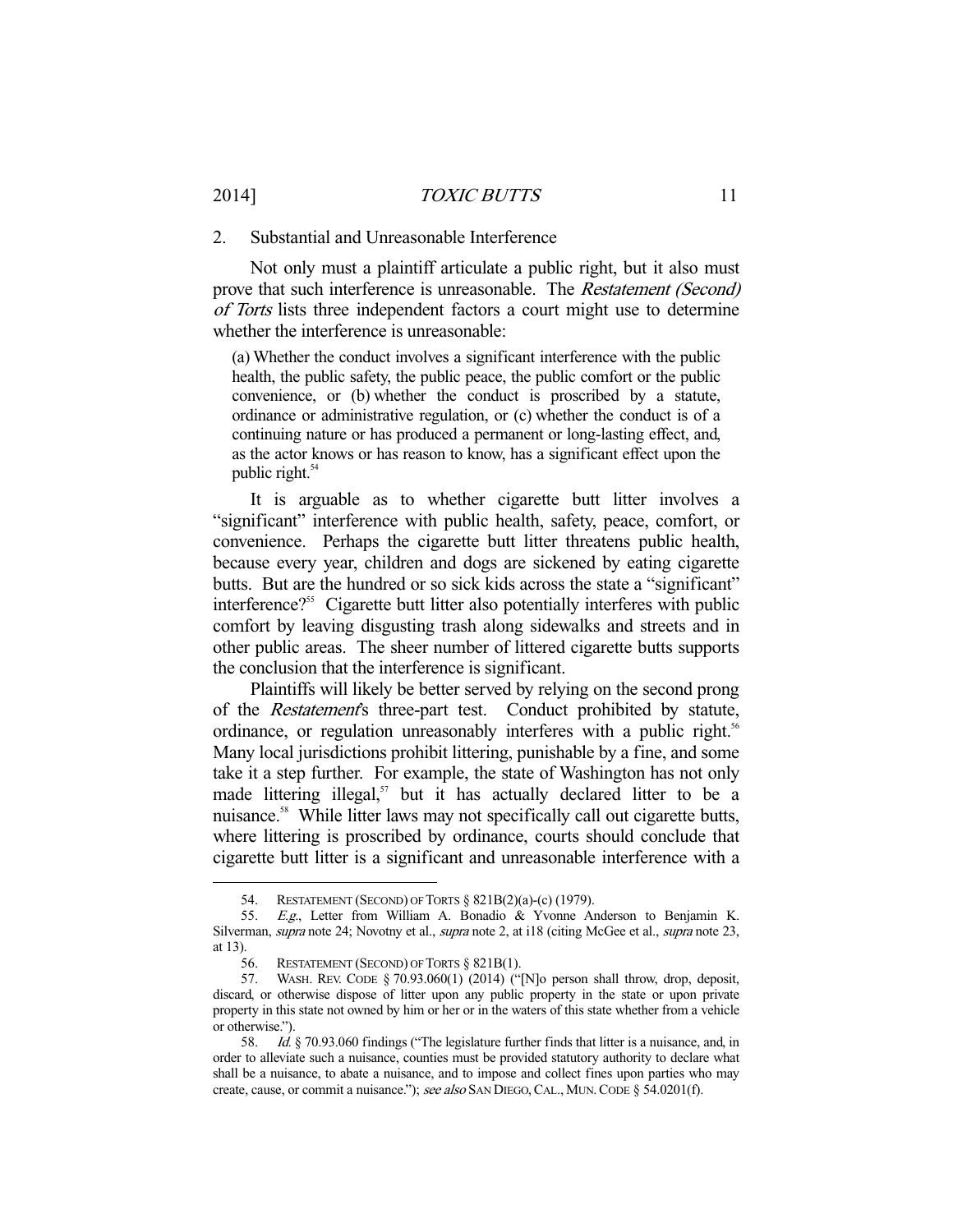### 2. Substantial and Unreasonable Interference

Not only must a plaintiff articulate a public right, but it also must prove that such interference is unreasonable. The *Restatement (Second) of Torts* lists three independent factors a court might use to determine whether the interference is unreasonable:

> (a) Whether the conduct involves a significant interference with the public health, the public safety, the public peace, the public comfort or the public convenience, or (b) whether the conduct is proscribed by a statute, ordinance or administrative regulation, or (c) whether the conduct is of a continuing nature or has produced a permanent or long-lasting effect, and, as the actor knows or has reason to know, has a significant effect upon the public right.[54]

It is arguable as to whether cigarette butt litter involves a "significant" interference with public health, safety, peace, comfort, or convenience. Perhaps the cigarette butt litter threatens public health, because every year, children and dogs are sickened by eating cigarette butts. But are the hundred or so sick kids across the state a "significant" interference?[55] Cigarette butt litter also potentially interferes with public comfort by leaving disgusting trash along sidewalks and streets and in other public areas. The sheer number of littered cigarette butts supports the conclusion that the interference is significant.

Plaintiffs will likely be better served by relying on the second prong of the *Restatement*'s three-part test. Conduct prohibited by statute, ordinance, or regulation unreasonably interferes with a public right.[56] Many local jurisdictions prohibit littering, punishable by a fine, and some take it a step further. For example, the state of Washington has not only made littering illegal,[57] but it has actually declared litter to be a nuisance.[58] While litter laws may not specifically call out cigarette butts, where littering is proscribed by ordinance, courts should conclude that cigarette butt litter is a significant and unreasonable interference with a

---

54. RESTATEMENT (SECOND) OF TORTS § 821B(2)(a)-(c) (1979).

55. *E.g.*, Letter from William A. Bonadio & Yvonne Anderson to Benjamin K. Silverman, *supra* note 24; Novotny et al., *supra* note 2, at i18 (citing McGee et al., *supra* note 23, at 13).

56. RESTATEMENT (SECOND) OF TORTS § 821B(1).

57. WASH. REV. CODE § 70.93.060(1) (2014) ("[N]o person shall throw, drop, deposit, discard, or otherwise dispose of litter upon any public property in the state or upon private property in this state not owned by him or her or in the waters of this state whether from a vehicle or otherwise.").

58. *Id.* § 70.93.060 findings ("The legislature further finds that litter is a nuisance, and, in order to alleviate such a nuisance, counties must be provided statutory authority to declare what shall be a nuisance, to abate a nuisance, and to impose and collect fines upon parties who may create, cause, or commit a nuisance."); *see also* SAN DIEGO, CAL., MUN. CODE § 54.0201(f).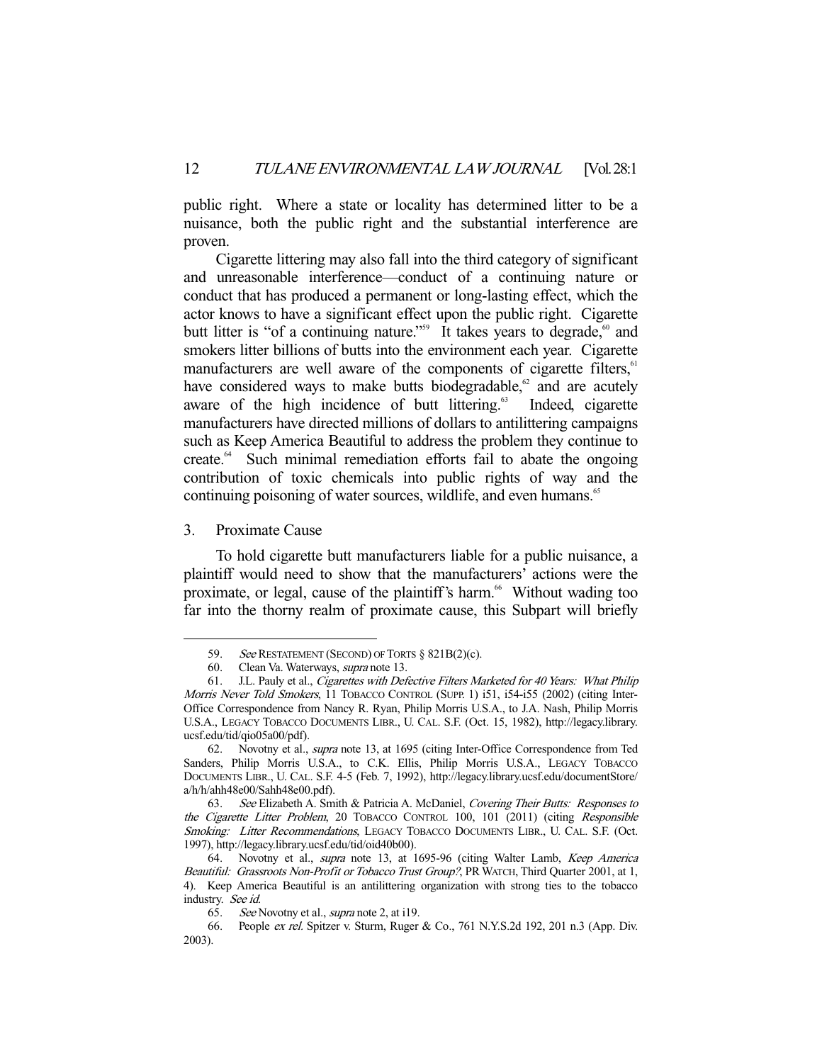public right. Where a state or locality has determined litter to be a nuisance, both the public right and the substantial interference are proven.

Cigarette littering may also fall into the third category of significant and unreasonable interference—conduct of a continuing nature or conduct that has produced a permanent or long-lasting effect, which the actor knows to have a significant effect upon the public right. Cigarette butt litter is "of a continuing nature."[59] It takes years to degrade,[60] and smokers litter billions of butts into the environment each year. Cigarette manufacturers are well aware of the components of cigarette filters,[61] have considered ways to make butts biodegradable,[62] and are acutely aware of the high incidence of butt littering.[63] Indeed, cigarette manufacturers have directed millions of dollars to antilittering campaigns such as Keep America Beautiful to address the problem they continue to create.[64] Such minimal remediation efforts fail to abate the ongoing contribution of toxic chemicals into public rights of way and the continuing poisoning of water sources, wildlife, and even humans.[65]

### 3. Proximate Cause

To hold cigarette butt manufacturers liable for a public nuisance, a plaintiff would need to show that the manufacturers' actions were the proximate, or legal, cause of the plaintiff's harm.[66] Without wading too far into the thorny realm of proximate cause, this Subpart will briefly

---

59. *See* RESTATEMENT (SECOND) OF TORTS § 821B(2)(c).

60. Clean Va. Waterways, *supra* note 13.

61. J.L. Pauly et al., *Cigarettes with Defective Filters Marketed for 40 Years: What Philip Morris Never Told Smokers*, 11 TOBACCO CONTROL (SUPP. 1) i51, i54-i55 (2002) (citing Inter-Office Correspondence from Nancy R. Ryan, Philip Morris U.S.A., to J.A. Nash, Philip Morris U.S.A., LEGACY TOBACCO DOCUMENTS LIBR., U. CAL. S.F. (Oct. 15, 1982), http://legacy.library.ucsf.edu/tid/qio05a00/pdf).

62. Novotny et al., *supra* note 13, at 1695 (citing Inter-Office Correspondence from Ted Sanders, Philip Morris U.S.A., to C.K. Ellis, Philip Morris U.S.A., LEGACY TOBACCO DOCUMENTS LIBR., U. CAL. S.F. 4-5 (Feb. 7, 1992), http://legacy.library.ucsf.edu/documentStore/a/h/h/ahh48e00/Sahh48e00.pdf).

63. *See* Elizabeth A. Smith & Patricia A. McDaniel, *Covering Their Butts: Responses to the Cigarette Litter Problem*, 20 TOBACCO CONTROL 100, 101 (2011) (citing *Responsible Smoking: Litter Recommendations*, LEGACY TOBACCO DOCUMENTS LIBR., U. CAL. S.F. (Oct. 1997), http://legacy.library.ucsf.edu/tid/oid40b00).

64. Novotny et al., *supra* note 13, at 1695-96 (citing Walter Lamb, *Keep America Beautiful: Grassroots Non-Profit or Tobacco Trust Group?*, PR WATCH, Third Quarter 2001, at 1, 4). Keep America Beautiful is an antilittering organization with strong ties to the tobacco industry. *See id.*

65. *See* Novotny et al., *supra* note 2, at i19.

66. People *ex rel.* Spitzer v. Sturm, Ruger & Co., 761 N.Y.S.2d 192, 201 n.3 (App. Div. 2003).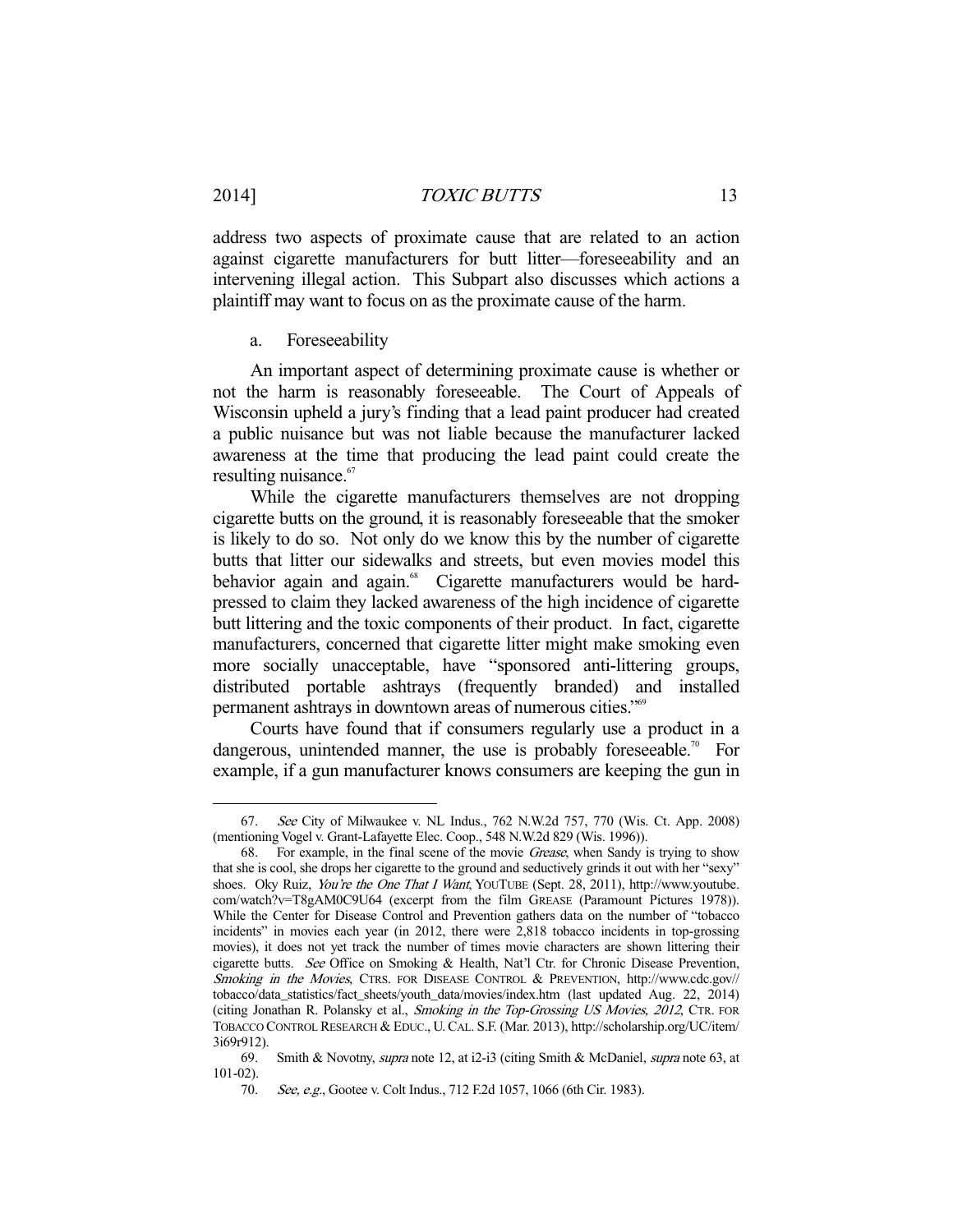address two aspects of proximate cause that are related to an action against cigarette manufacturers for butt litter—foreseeability and an intervening illegal action. This Subpart also discusses which actions a plaintiff may want to focus on as the proximate cause of the harm.

a. Foreseeability

An important aspect of determining proximate cause is whether or not the harm is reasonably foreseeable. The Court of Appeals of Wisconsin upheld a jury's finding that a lead paint producer had created a public nuisance but was not liable because the manufacturer lacked awareness at the time that producing the lead paint could create the resulting nuisance.[67]

While the cigarette manufacturers themselves are not dropping cigarette butts on the ground, it is reasonably foreseeable that the smoker is likely to do so. Not only do we know this by the number of cigarette butts that litter our sidewalks and streets, but even movies model this behavior again and again.[68] Cigarette manufacturers would be hard-pressed to claim they lacked awareness of the high incidence of cigarette butt littering and the toxic components of their product. In fact, cigarette manufacturers, concerned that cigarette litter might make smoking even more socially unacceptable, have "sponsored anti-littering groups, distributed portable ashtrays (frequently branded) and installed permanent ashtrays in downtown areas of numerous cities."[69]

Courts have found that if consumers regularly use a product in a dangerous, unintended manner, the use is probably foreseeable.[70] For example, if a gun manufacturer knows consumers are keeping the gun in

---

67. *See* City of Milwaukee v. NL Indus., 762 N.W.2d 757, 770 (Wis. Ct. App. 2008) (mentioning Vogel v. Grant-Lafayette Elec. Coop., 548 N.W.2d 829 (Wis. 1996)).

68. For example, in the final scene of the movie *Grease*, when Sandy is trying to show that she is cool, she drops her cigarette to the ground and seductively grinds it out with her "sexy" shoes. Oky Ruiz, *You're the One That I Want*, YOUTUBE (Sept. 28, 2011), http://www.youtube.com/watch?v=T8gAM0C9U64 (excerpt from the film GREASE (Paramount Pictures 1978)). While the Center for Disease Control and Prevention gathers data on the number of "tobacco incidents" in movies each year (in 2012, there were 2,818 tobacco incidents in top-grossing movies), it does not yet track the number of times movie characters are shown littering their cigarette butts. *See* Office on Smoking & Health, Nat'l Ctr. for Chronic Disease Prevention, *Smoking in the Movies*, CTRS. FOR DISEASE CONTROL & PREVENTION, http://www.cdc.gov//tobacco/data_statistics/fact_sheets/youth_data/movies/index.htm (last updated Aug. 22, 2014) (citing Jonathan R. Polansky et al., *Smoking in the Top-Grossing US Movies, 2012*, CTR. FOR TOBACCO CONTROL RESEARCH & EDUC., U. CAL. S.F. (Mar. 2013), http://scholarship.org/UC/item/3i69r912).

69. Smith & Novotny, *supra* note 12, at i2-i3 (citing Smith & McDaniel, *supra* note 63, at 101-02).

70. *See, e.g.*, Gootee v. Colt Indus., 712 F.2d 1057, 1066 (6th Cir. 1983).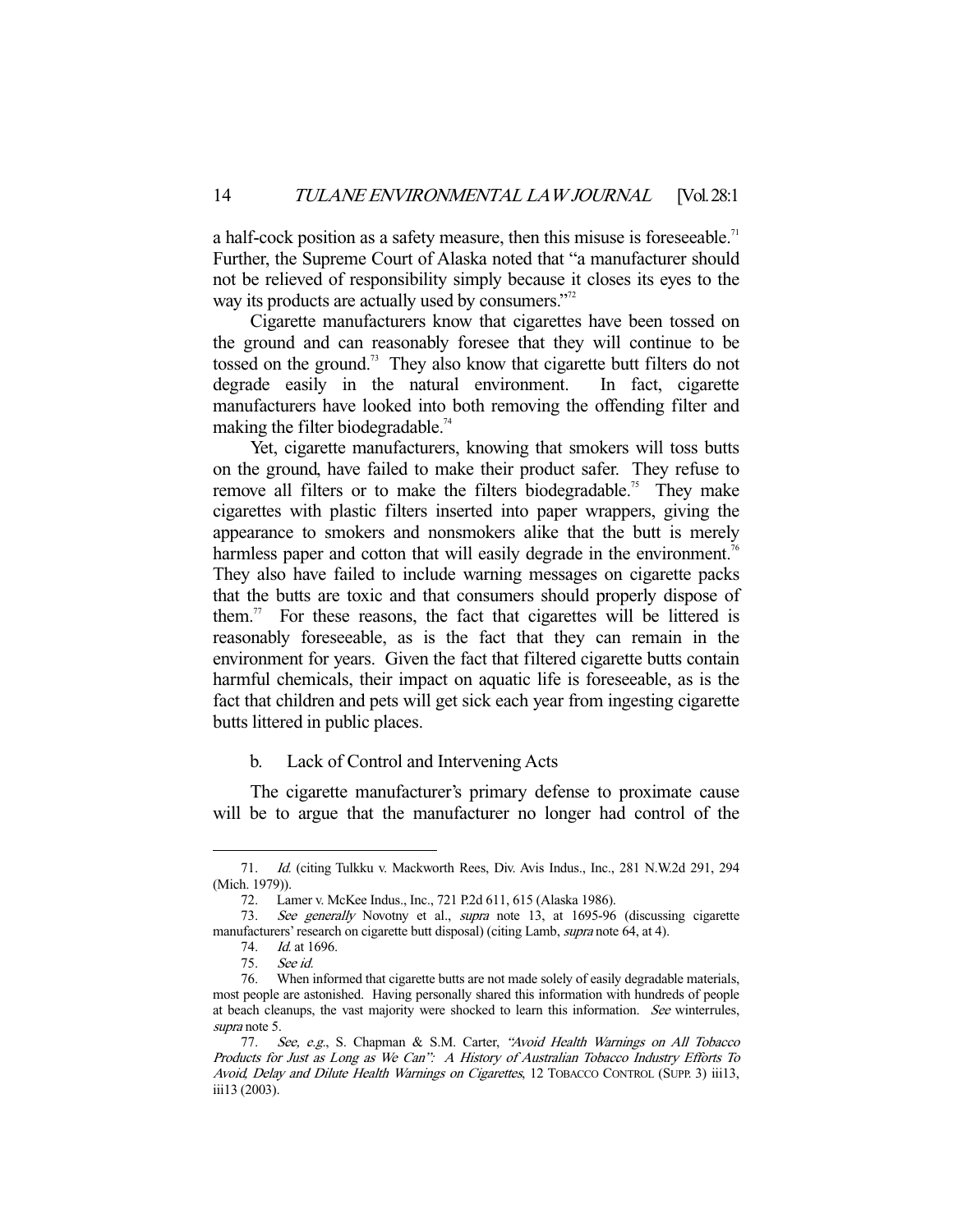a half-cock position as a safety measure, then this misuse is foreseeable.[71] Further, the Supreme Court of Alaska noted that "a manufacturer should not be relieved of responsibility simply because it closes its eyes to the way its products are actually used by consumers."[72]

Cigarette manufacturers know that cigarettes have been tossed on the ground and can reasonably foresee that they will continue to be tossed on the ground.[73] They also know that cigarette butt filters do not degrade easily in the natural environment. In fact, cigarette manufacturers have looked into both removing the offending filter and making the filter biodegradable.[74]

Yet, cigarette manufacturers, knowing that smokers will toss butts on the ground, have failed to make their product safer. They refuse to remove all filters or to make the filters biodegradable.[75] They make cigarettes with plastic filters inserted into paper wrappers, giving the appearance to smokers and nonsmokers alike that the butt is merely harmless paper and cotton that will easily degrade in the environment.[76] They also have failed to include warning messages on cigarette packs that the butts are toxic and that consumers should properly dispose of them.[77] For these reasons, the fact that cigarettes will be littered is reasonably foreseeable, as is the fact that they can remain in the environment for years. Given the fact that filtered cigarette butts contain harmful chemicals, their impact on aquatic life is foreseeable, as is the fact that children and pets will get sick each year from ingesting cigarette butts littered in public places.

b. Lack of Control and Intervening Acts

The cigarette manufacturer's primary defense to proximate cause will be to argue that the manufacturer no longer had control of the

---

71. *Id.* (citing Tulkku v. Mackworth Rees, Div. Avis Indus., Inc., 281 N.W.2d 291, 294 (Mich. 1979)).

72. Lamer v. McKee Indus., Inc., 721 P.2d 611, 615 (Alaska 1986).

73. *See generally* Novotny et al., *supra* note 13, at 1695-96 (discussing cigarette manufacturers' research on cigarette butt disposal) (citing Lamb, *supra* note 64, at 4).

74. *Id.* at 1696.

75. *See id.*

76. When informed that cigarette butts are not made solely of easily degradable materials, most people are astonished. Having personally shared this information with hundreds of people at beach cleanups, the vast majority were shocked to learn this information. *See* winterrules, *supra* note 5.

77. *See, e.g.*, S. Chapman & S.M. Carter, *"Avoid Health Warnings on All Tobacco Products for Just as Long as We Can": A History of Australian Tobacco Industry Efforts To Avoid, Delay and Dilute Health Warnings on Cigarettes*, 12 TOBACCO CONTROL (SUPP. 3) iii13, iii13 (2003).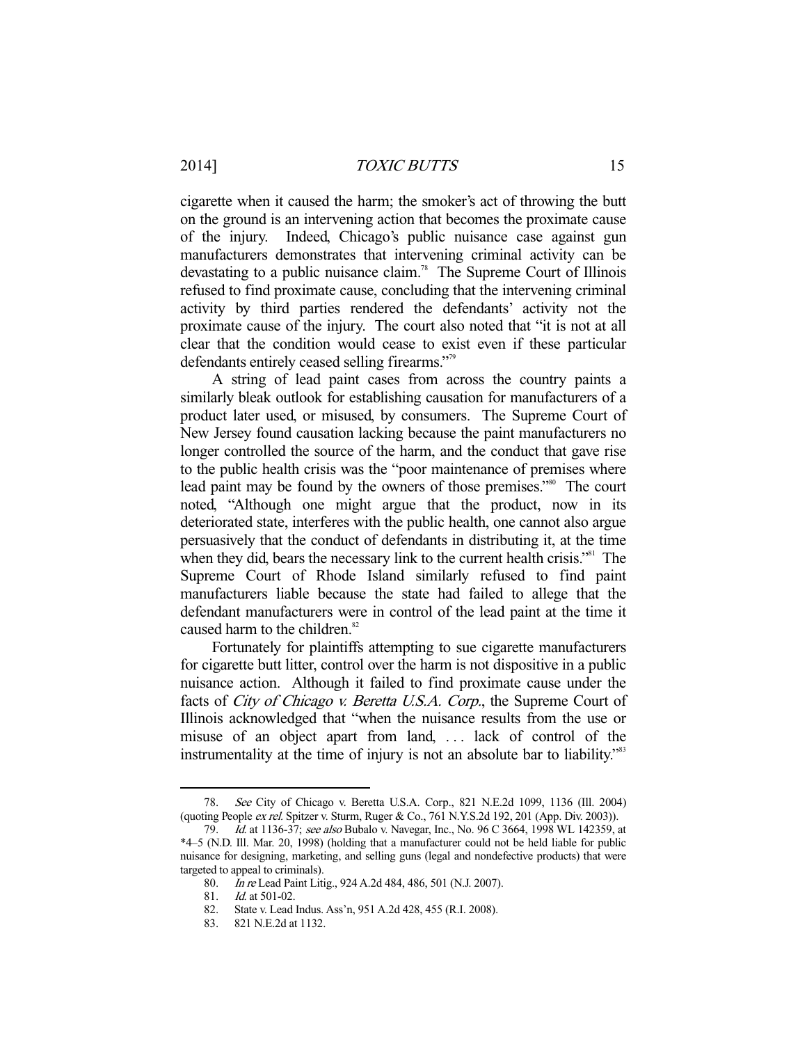cigarette when it caused the harm; the smoker's act of throwing the butt on the ground is an intervening action that becomes the proximate cause of the injury. Indeed, Chicago's public nuisance case against gun manufacturers demonstrates that intervening criminal activity can be devastating to a public nuisance claim.[78] The Supreme Court of Illinois refused to find proximate cause, concluding that the intervening criminal activity by third parties rendered the defendants' activity not the proximate cause of the injury. The court also noted that "it is not at all clear that the condition would cease to exist even if these particular defendants entirely ceased selling firearms."[79]

A string of lead paint cases from across the country paints a similarly bleak outlook for establishing causation for manufacturers of a product later used, or misused, by consumers. The Supreme Court of New Jersey found causation lacking because the paint manufacturers no longer controlled the source of the harm, and the conduct that gave rise to the public health crisis was the "poor maintenance of premises where lead paint may be found by the owners of those premises."[80] The court noted, "Although one might argue that the product, now in its deteriorated state, interferes with the public health, one cannot also argue persuasively that the conduct of defendants in distributing it, at the time when they did, bears the necessary link to the current health crisis."[81] The Supreme Court of Rhode Island similarly refused to find paint manufacturers liable because the state had failed to allege that the defendant manufacturers were in control of the lead paint at the time it caused harm to the children.[82]

Fortunately for plaintiffs attempting to sue cigarette manufacturers for cigarette butt litter, control over the harm is not dispositive in a public nuisance action. Although it failed to find proximate cause under the facts of *City of Chicago v. Beretta U.S.A. Corp.*, the Supreme Court of Illinois acknowledged that "when the nuisance results from the use or misuse of an object apart from land, . . . lack of control of the instrumentality at the time of injury is not an absolute bar to liability."[83]

---

78. *See* City of Chicago v. Beretta U.S.A. Corp., 821 N.E.2d 1099, 1136 (Ill. 2004) (quoting People *ex rel.* Spitzer v. Sturm, Ruger & Co., 761 N.Y.S.2d 192, 201 (App. Div. 2003)).

79. *Id.* at 1136-37; *see also* Bubalo v. Navegar, Inc., No. 96 C 3664, 1998 WL 142359, at *4–5 (N.D. Ill. Mar. 20, 1998) (holding that a manufacturer could not be held liable for public nuisance for designing, marketing, and selling guns (legal and nondefective products) that were targeted to appeal to criminals).

80. *In re* Lead Paint Litig., 924 A.2d 484, 486, 501 (N.J. 2007).

81. *Id.* at 501-02.

82. State v. Lead Indus. Ass'n, 951 A.2d 428, 455 (R.I. 2008).

83. 821 N.E.2d at 1132.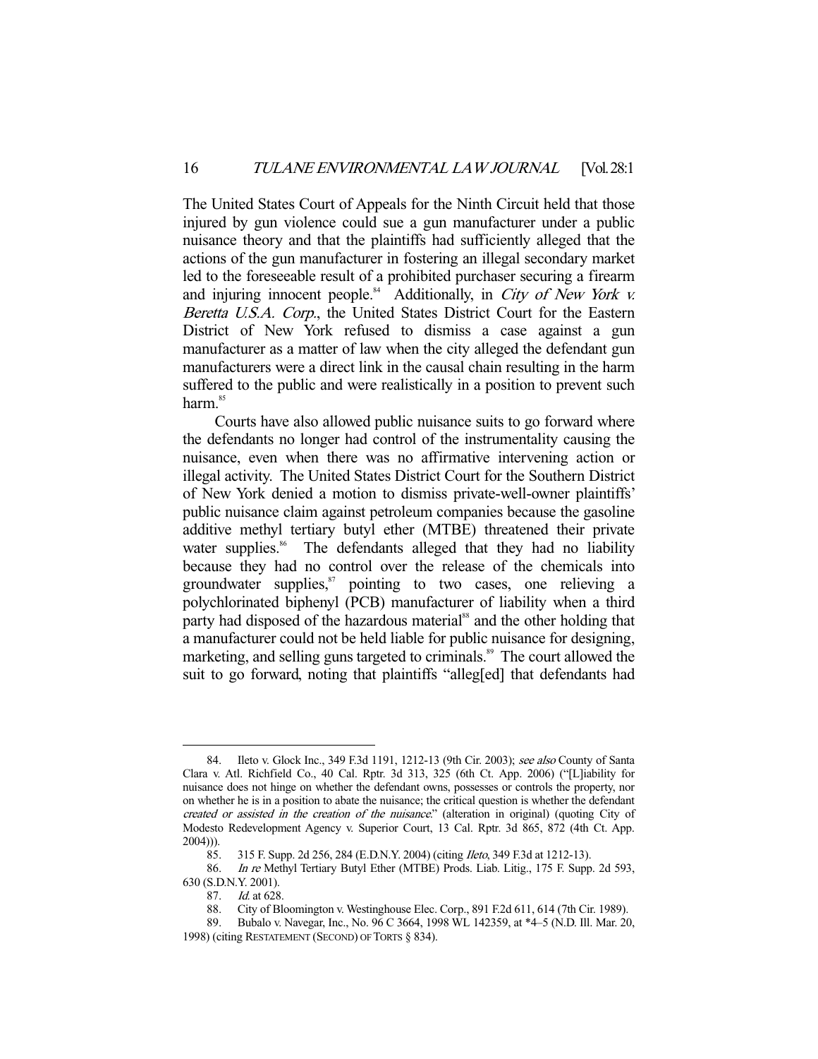The United States Court of Appeals for the Ninth Circuit held that those injured by gun violence could sue a gun manufacturer under a public nuisance theory and that the plaintiffs had sufficiently alleged that the actions of the gun manufacturer in fostering an illegal secondary market led to the foreseeable result of a prohibited purchaser securing a firearm and injuring innocent people.[84] Additionally, in *City of New York v. Beretta U.S.A. Corp.*, the United States District Court for the Eastern District of New York refused to dismiss a case against a gun manufacturer as a matter of law when the city alleged the defendant gun manufacturers were a direct link in the causal chain resulting in the harm suffered to the public and were realistically in a position to prevent such harm.[85]

Courts have also allowed public nuisance suits to go forward where the defendants no longer had control of the instrumentality causing the nuisance, even when there was no affirmative intervening action or illegal activity. The United States District Court for the Southern District of New York denied a motion to dismiss private-well-owner plaintiffs' public nuisance claim against petroleum companies because the gasoline additive methyl tertiary butyl ether (MTBE) threatened their private water supplies.[86] The defendants alleged that they had no liability because they had no control over the release of the chemicals into groundwater supplies,[87] pointing to two cases, one relieving a polychlorinated biphenyl (PCB) manufacturer of liability when a third party had disposed of the hazardous material[88] and the other holding that a manufacturer could not be held liable for public nuisance for designing, marketing, and selling guns targeted to criminals.[89] The court allowed the suit to go forward, noting that plaintiffs "alleg[ed] that defendants had

---

84. Ileto v. Glock Inc., 349 F.3d 1191, 1212-13 (9th Cir. 2003); *see also* County of Santa Clara v. Atl. Richfield Co., 40 Cal. Rptr. 3d 313, 325 (6th Ct. App. 2006) ("[L]iability for nuisance does not hinge on whether the defendant owns, possesses or controls the property, nor on whether he is in a position to abate the nuisance; the critical question is whether the defendant *created or assisted in the creation of the nuisance*." (alteration in original) (quoting City of Modesto Redevelopment Agency v. Superior Court, 13 Cal. Rptr. 3d 865, 872 (4th Ct. App. 2004))).

85. 315 F. Supp. 2d 256, 284 (E.D.N.Y. 2004) (citing *Ileto*, 349 F.3d at 1212-13).

86. *In re* Methyl Tertiary Butyl Ether (MTBE) Prods. Liab. Litig., 175 F. Supp. 2d 593, 630 (S.D.N.Y. 2001).

87. *Id.* at 628.

88. City of Bloomington v. Westinghouse Elec. Corp., 891 F.2d 611, 614 (7th Cir. 1989).

89. Bubalo v. Navegar, Inc., No. 96 C 3664, 1998 WL 142359, at *4–5 (N.D. Ill. Mar. 20, 1998) (citing RESTATEMENT (SECOND) OF TORTS § 834).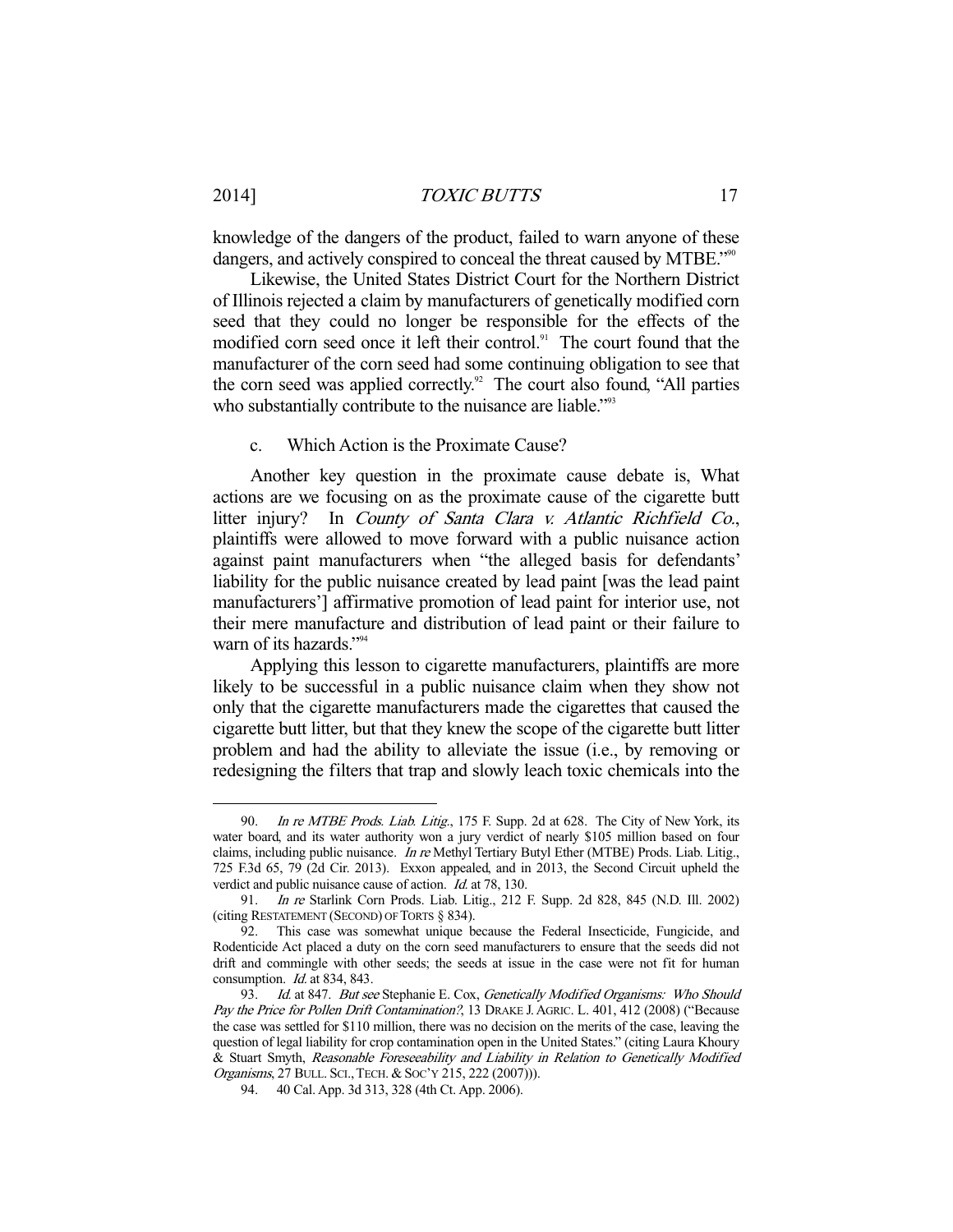knowledge of the dangers of the product, failed to warn anyone of these dangers, and actively conspired to conceal the threat caused by MTBE."[90]

Likewise, the United States District Court for the Northern District of Illinois rejected a claim by manufacturers of genetically modified corn seed that they could no longer be responsible for the effects of the modified corn seed once it left their control.[91] The court found that the manufacturer of the corn seed had some continuing obligation to see that the corn seed was applied correctly.[92] The court also found, "All parties who substantially contribute to the nuisance are liable."[93]

c. Which Action is the Proximate Cause?

Another key question in the proximate cause debate is, What actions are we focusing on as the proximate cause of the cigarette butt litter injury? In *County of Santa Clara v. Atlantic Richfield Co.*, plaintiffs were allowed to move forward with a public nuisance action against paint manufacturers when "the alleged basis for defendants' liability for the public nuisance created by lead paint [was the lead paint manufacturers'] affirmative promotion of lead paint for interior use, not their mere manufacture and distribution of lead paint or their failure to warn of its hazards."[94]

Applying this lesson to cigarette manufacturers, plaintiffs are more likely to be successful in a public nuisance claim when they show not only that the cigarette manufacturers made the cigarettes that caused the cigarette butt litter, but that they knew the scope of the cigarette butt litter problem and had the ability to alleviate the issue (i.e., by removing or redesigning the filters that trap and slowly leach toxic chemicals into the

---

90. *In re MTBE Prods. Liab. Litig.*, 175 F. Supp. 2d at 628. The City of New York, its water board, and its water authority won a jury verdict of nearly $105 million based on four claims, including public nuisance. *In re* Methyl Tertiary Butyl Ether (MTBE) Prods. Liab. Litig., 725 F.3d 65, 79 (2d Cir. 2013). Exxon appealed, and in 2013, the Second Circuit upheld the verdict and public nuisance cause of action. *Id.* at 78, 130.

91. *In re* Starlink Corn Prods. Liab. Litig., 212 F. Supp. 2d 828, 845 (N.D. Ill. 2002) (citing RESTATEMENT (SECOND) OF TORTS § 834).

92. This case was somewhat unique because the Federal Insecticide, Fungicide, and Rodenticide Act placed a duty on the corn seed manufacturers to ensure that the seeds did not drift and commingle with other seeds; the seeds at issue in the case were not fit for human consumption. *Id.* at 834, 843.

93. *Id.* at 847. *But see* Stephanie E. Cox, *Genetically Modified Organisms: Who Should Pay the Price for Pollen Drift Contamination?*, 13 DRAKE J. AGRIC. L. 401, 412 (2008) ("Because the case was settled for $110 million, there was no decision on the merits of the case, leaving the question of legal liability for crop contamination open in the United States." (citing Laura Khoury & Stuart Smyth, *Reasonable Foreseeability and Liability in Relation to Genetically Modified Organisms*, 27 BULL. SCI., TECH. & SOC'Y 215, 222 (2007))).

94. 40 Cal. App. 3d 313, 328 (4th Ct. App. 2006).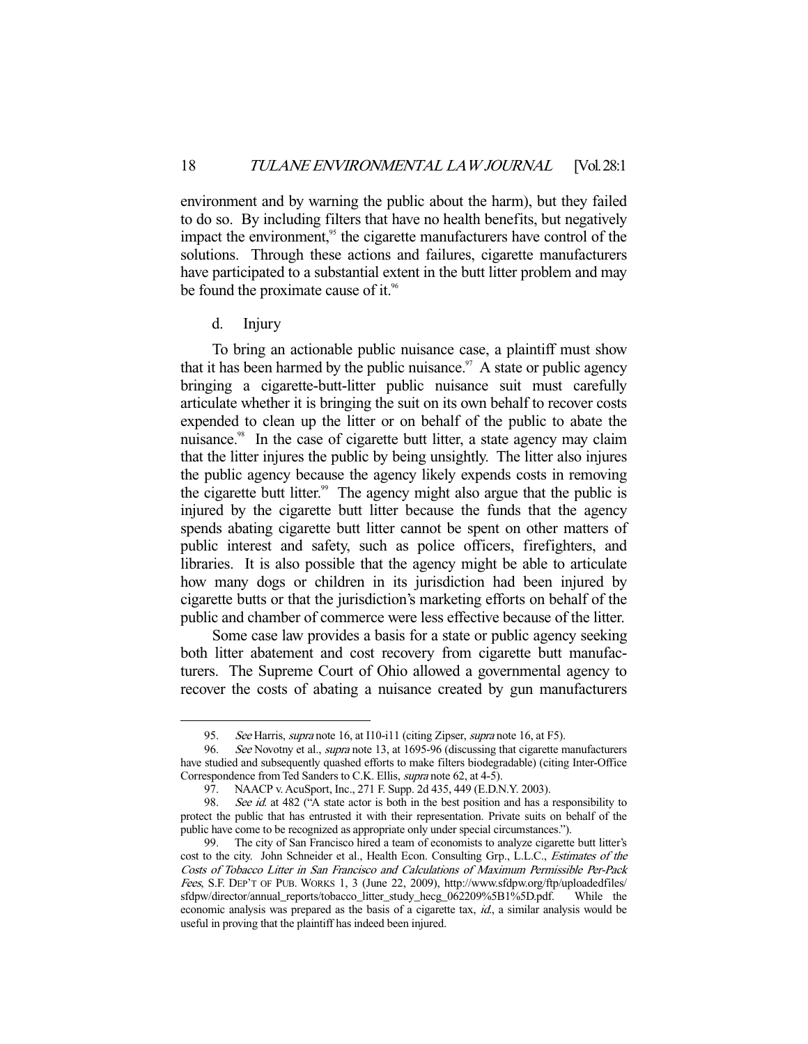environment and by warning the public about the harm), but they failed to do so. By including filters that have no health benefits, but negatively impact the environment,[95] the cigarette manufacturers have control of the solutions. Through these actions and failures, cigarette manufacturers have participated to a substantial extent in the butt litter problem and may be found the proximate cause of it.[96]

d. Injury

To bring an actionable public nuisance case, a plaintiff must show that it has been harmed by the public nuisance.[97] A state or public agency bringing a cigarette-butt-litter public nuisance suit must carefully articulate whether it is bringing the suit on its own behalf to recover costs expended to clean up the litter or on behalf of the public to abate the nuisance.[98] In the case of cigarette butt litter, a state agency may claim that the litter injures the public by being unsightly. The litter also injures the public agency because the agency likely expends costs in removing the cigarette butt litter.[99] The agency might also argue that the public is injured by the cigarette butt litter because the funds that the agency spends abating cigarette butt litter cannot be spent on other matters of public interest and safety, such as police officers, firefighters, and libraries. It is also possible that the agency might be able to articulate how many dogs or children in its jurisdiction had been injured by cigarette butts or that the jurisdiction's marketing efforts on behalf of the public and chamber of commerce were less effective because of the litter.

Some case law provides a basis for a state or public agency seeking both litter abatement and cost recovery from cigarette butt manufacturers. The Supreme Court of Ohio allowed a governmental agency to recover the costs of abating a nuisance created by gun manufacturers

---

95. *See* Harris, *supra* note 16, at I10-i11 (citing Zipser, *supra* note 16, at F5).

96. *See* Novotny et al., *supra* note 13, at 1695-96 (discussing that cigarette manufacturers have studied and subsequently quashed efforts to make filters biodegradable) (citing Inter-Office Correspondence from Ted Sanders to C.K. Ellis, *supra* note 62, at 4-5).

97. NAACP v. AcuSport, Inc., 271 F. Supp. 2d 435, 449 (E.D.N.Y. 2003).

98. *See id.* at 482 ("A state actor is both in the best position and has a responsibility to protect the public that has entrusted it with their representation. Private suits on behalf of the public have come to be recognized as appropriate only under special circumstances.").

99. The city of San Francisco hired a team of economists to analyze cigarette butt litter's cost to the city. John Schneider et al., Health Econ. Consulting Grp., L.L.C., *Estimates of the Costs of Tobacco Litter in San Francisco and Calculations of Maximum Permissible Per-Pack Fees*, S.F. DEP'T OF PUB. WORKS 1, 3 (June 22, 2009), http://www.sfdpw.org/ftp/uploadedfiles/sfdpw/director/annual_reports/tobacco_litter_study_hecg_062209%5B1%5D.pdf. While the economic analysis was prepared as the basis of a cigarette tax, *id.*, a similar analysis would be useful in proving that the plaintiff has indeed been injured.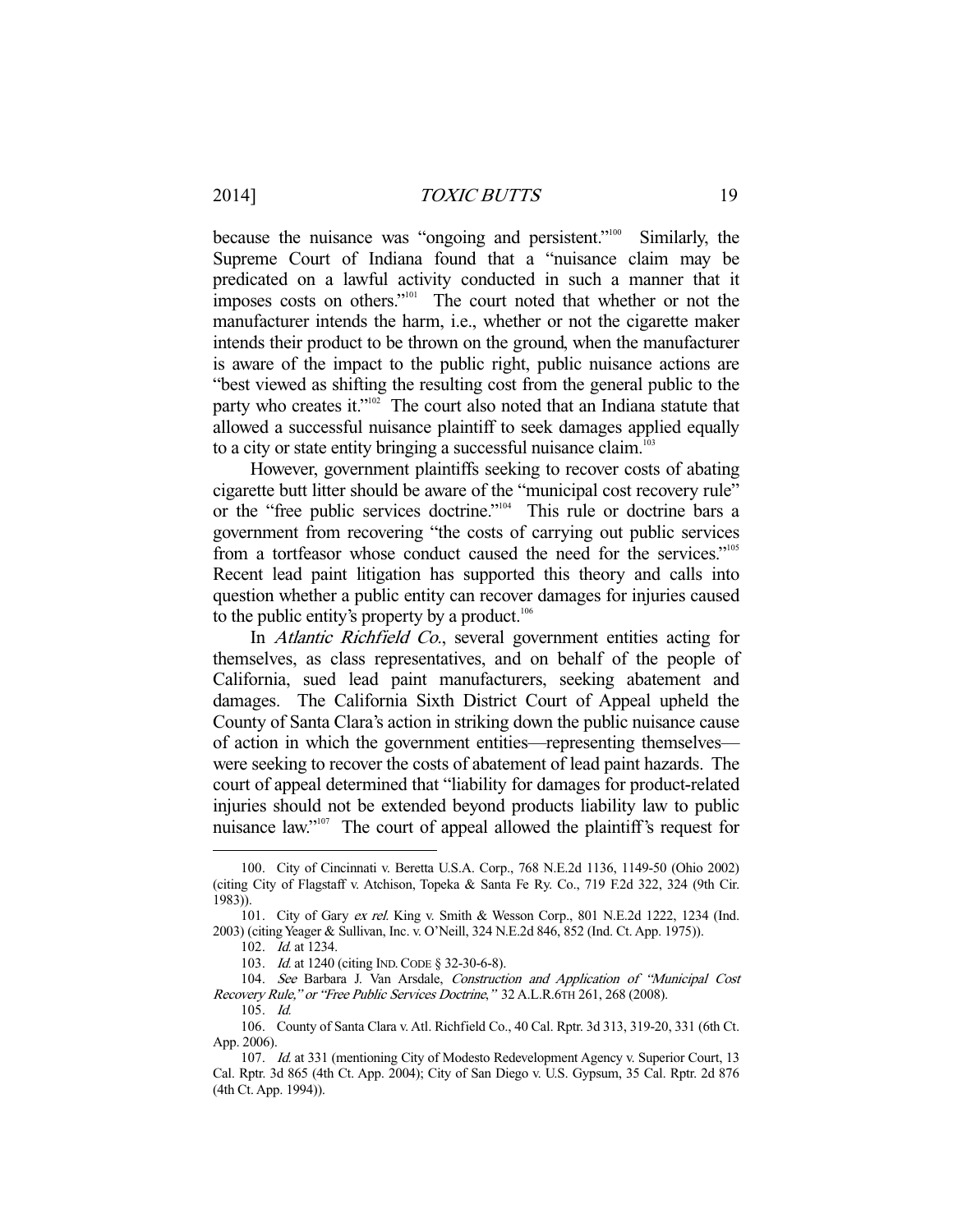because the nuisance was "ongoing and persistent."[100] Similarly, the Supreme Court of Indiana found that a "nuisance claim may be predicated on a lawful activity conducted in such a manner that it imposes costs on others."[101] The court noted that whether or not the manufacturer intends the harm, i.e., whether or not the cigarette maker intends their product to be thrown on the ground, when the manufacturer is aware of the impact to the public right, public nuisance actions are "best viewed as shifting the resulting cost from the general public to the party who creates it."[102] The court also noted that an Indiana statute that allowed a successful nuisance plaintiff to seek damages applied equally to a city or state entity bringing a successful nuisance claim.[103]

However, government plaintiffs seeking to recover costs of abating cigarette butt litter should be aware of the "municipal cost recovery rule" or the "free public services doctrine."[104] This rule or doctrine bars a government from recovering "the costs of carrying out public services from a tortfeasor whose conduct caused the need for the services."[105] Recent lead paint litigation has supported this theory and calls into question whether a public entity can recover damages for injuries caused to the public entity's property by a product.[106]

In *Atlantic Richfield Co.*, several government entities acting for themselves, as class representatives, and on behalf of the people of California, sued lead paint manufacturers, seeking abatement and damages. The California Sixth District Court of Appeal upheld the County of Santa Clara's action in striking down the public nuisance cause of action in which the government entities—representing themselves—were seeking to recover the costs of abatement of lead paint hazards. The court of appeal determined that "liability for damages for product-related injuries should not be extended beyond products liability law to public nuisance law."[107] The court of appeal allowed the plaintiff's request for

---

100. City of Cincinnati v. Beretta U.S.A. Corp., 768 N.E.2d 1136, 1149-50 (Ohio 2002) (citing City of Flagstaff v. Atchison, Topeka & Santa Fe Ry. Co., 719 F.2d 322, 324 (9th Cir. 1983)).

101. City of Gary *ex rel.* King v. Smith & Wesson Corp., 801 N.E.2d 1222, 1234 (Ind. 2003) (citing Yeager & Sullivan, Inc. v. O'Neill, 324 N.E.2d 846, 852 (Ind. Ct. App. 1975)).

102. *Id.* at 1234.

103. *Id.* at 1240 (citing IND. CODE § 32-30-6-8).

104. *See* Barbara J. Van Arsdale, *Construction and Application of "Municipal Cost Recovery Rule," or "Free Public Services Doctrine*,*"* 32 A.L.R.6TH 261, 268 (2008).

105. *Id.*

106. County of Santa Clara v. Atl. Richfield Co., 40 Cal. Rptr. 3d 313, 319-20, 331 (6th Ct. App. 2006).

107. *Id.* at 331 (mentioning City of Modesto Redevelopment Agency v. Superior Court, 13 Cal. Rptr. 3d 865 (4th Ct. App. 2004); City of San Diego v. U.S. Gypsum, 35 Cal. Rptr. 2d 876 (4th Ct. App. 1994)).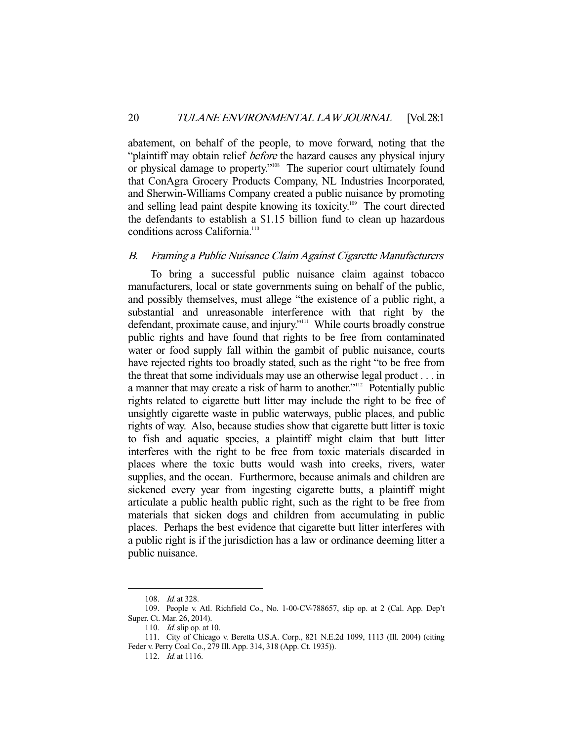abatement, on behalf of the people, to move forward, noting that the "plaintiff may obtain relief *before* the hazard causes any physical injury or physical damage to property."[108] The superior court ultimately found that ConAgra Grocery Products Company, NL Industries Incorporated, and Sherwin-Williams Company created a public nuisance by promoting and selling lead paint despite knowing its toxicity.[109] The court directed the defendants to establish a $1.15 billion fund to clean up hazardous conditions across California.[110]

### *B. Framing a Public Nuisance Claim Against Cigarette Manufacturers*

To bring a successful public nuisance claim against tobacco manufacturers, local or state governments suing on behalf of the public, and possibly themselves, must allege "the existence of a public right, a substantial and unreasonable interference with that right by the defendant, proximate cause, and injury."[111] While courts broadly construe public rights and have found that rights to be free from contaminated water or food supply fall within the gambit of public nuisance, courts have rejected rights too broadly stated, such as the right "to be free from the threat that some individuals may use an otherwise legal product . . . in a manner that may create a risk of harm to another."[112] Potentially public rights related to cigarette butt litter may include the right to be free of unsightly cigarette waste in public waterways, public places, and public rights of way. Also, because studies show that cigarette butt litter is toxic to fish and aquatic species, a plaintiff might claim that butt litter interferes with the right to be free from toxic materials discarded in places where the toxic butts would wash into creeks, rivers, water supplies, and the ocean. Furthermore, because animals and children are sickened every year from ingesting cigarette butts, a plaintiff might articulate a public health public right, such as the right to be free from materials that sicken dogs and children from accumulating in public places. Perhaps the best evidence that cigarette butt litter interferes with a public right is if the jurisdiction has a law or ordinance deeming litter a public nuisance.

---

108. *Id.* at 328.

109. People v. Atl. Richfield Co., No. 1-00-CV-788657, slip op. at 2 (Cal. App. Dep't Super. Ct. Mar. 26, 2014).

110. *Id.* slip op. at 10.

111. City of Chicago v. Beretta U.S.A. Corp., 821 N.E.2d 1099, 1113 (Ill. 2004) (citing Feder v. Perry Coal Co., 279 Ill. App. 314, 318 (App. Ct. 1935)).

112. *Id.* at 1116.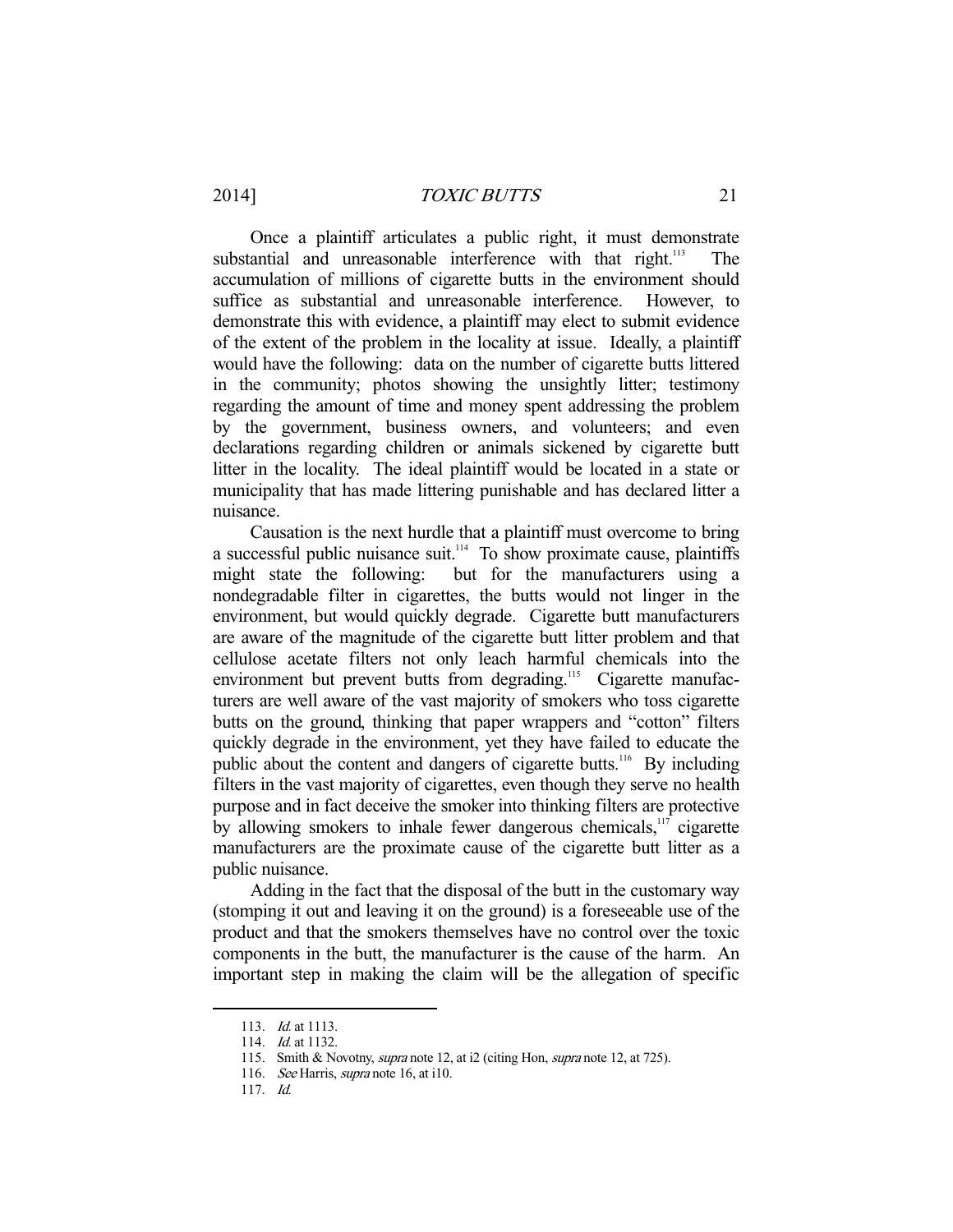Once a plaintiff articulates a public right, it must demonstrate substantial and unreasonable interference with that right.[113] The accumulation of millions of cigarette butts in the environment should suffice as substantial and unreasonable interference. However, to demonstrate this with evidence, a plaintiff may elect to submit evidence of the extent of the problem in the locality at issue. Ideally, a plaintiff would have the following: data on the number of cigarette butts littered in the community; photos showing the unsightly litter; testimony regarding the amount of time and money spent addressing the problem by the government, business owners, and volunteers; and even declarations regarding children or animals sickened by cigarette butt litter in the locality. The ideal plaintiff would be located in a state or municipality that has made littering punishable and has declared litter a nuisance.

Causation is the next hurdle that a plaintiff must overcome to bring a successful public nuisance suit.[114] To show proximate cause, plaintiffs might state the following: but for the manufacturers using a nondegradable filter in cigarettes, the butts would not linger in the environment, but would quickly degrade. Cigarette butt manufacturers are aware of the magnitude of the cigarette butt litter problem and that cellulose acetate filters not only leach harmful chemicals into the environment but prevent butts from degrading.[115] Cigarette manufacturers are well aware of the vast majority of smokers who toss cigarette butts on the ground, thinking that paper wrappers and "cotton" filters quickly degrade in the environment, yet they have failed to educate the public about the content and dangers of cigarette butts.[116] By including filters in the vast majority of cigarettes, even though they serve no health purpose and in fact deceive the smoker into thinking filters are protective by allowing smokers to inhale fewer dangerous chemicals,[117] cigarette manufacturers are the proximate cause of the cigarette butt litter as a public nuisance.

Adding in the fact that the disposal of the butt in the customary way (stomping it out and leaving it on the ground) is a foreseeable use of the product and that the smokers themselves have no control over the toxic components in the butt, the manufacturer is the cause of the harm. An important step in making the claim will be the allegation of specific

---

113. *Id.* at 1113.

114. *Id.* at 1132.

115. Smith & Novotny, *supra* note 12, at i2 (citing Hon, *supra* note 12, at 725).

116. *See* Harris, *supra* note 16, at i10.

117. *Id.*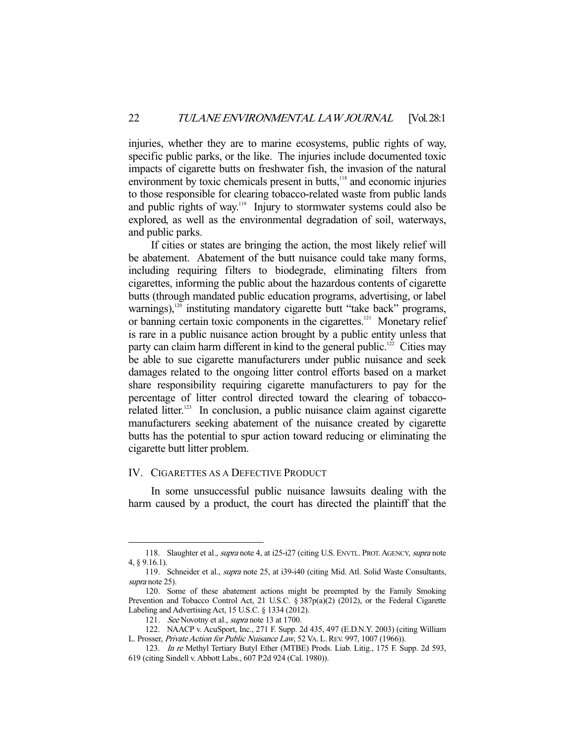injuries, whether they are to marine ecosystems, public rights of way, specific public parks, or the like. The injuries include documented toxic impacts of cigarette butts on freshwater fish, the invasion of the natural environment by toxic chemicals present in butts,[118] and economic injuries to those responsible for clearing tobacco-related waste from public lands and public rights of way.[119] Injury to stormwater systems could also be explored, as well as the environmental degradation of soil, waterways, and public parks.

If cities or states are bringing the action, the most likely relief will be abatement. Abatement of the butt nuisance could take many forms, including requiring filters to biodegrade, eliminating filters from cigarettes, informing the public about the hazardous contents of cigarette butts (through mandated public education programs, advertising, or label warnings),[120] instituting mandatory cigarette butt "take back" programs, or banning certain toxic components in the cigarettes.[121] Monetary relief is rare in a public nuisance action brought by a public entity unless that party can claim harm different in kind to the general public.[122] Cities may be able to sue cigarette manufacturers under public nuisance and seek damages related to the ongoing litter control efforts based on a market share responsibility requiring cigarette manufacturers to pay for the percentage of litter control directed toward the clearing of tobacco-related litter.[123] In conclusion, a public nuisance claim against cigarette manufacturers seeking abatement of the nuisance created by cigarette butts has the potential to spur action toward reducing or eliminating the cigarette butt litter problem.

## IV. Cigarettes as a Defective Product

In some unsuccessful public nuisance lawsuits dealing with the harm caused by a product, the court has directed the plaintiff that the

---

118. Slaughter et al., *supra* note 4, at i25-i27 (citing U.S. ENVTL. PROT. AGENCY, *supra* note 4, § 9.16.1).

119. Schneider et al., *supra* note 25, at i39-i40 (citing Mid. Atl. Solid Waste Consultants, *supra* note 25).

120. Some of these abatement actions might be preempted by the Family Smoking Prevention and Tobacco Control Act, 21 U.S.C. § 387p(a)(2) (2012), or the Federal Cigarette Labeling and Advertising Act, 15 U.S.C. § 1334 (2012).

121. *See* Novotny et al., *supra* note 13 at 1700.

122. NAACP v. AcuSport, Inc., 271 F. Supp. 2d 435, 497 (E.D.N.Y. 2003) (citing William L. Prosser, *Private Action for Public Nuisance Law*, 52 VA. L. REV. 997, 1007 (1966)).

123. *In re* Methyl Tertiary Butyl Ether (MTBE) Prods. Liab. Litig., 175 F. Supp. 2d 593, 619 (citing Sindell v. Abbott Labs., 607 P.2d 924 (Cal. 1980)).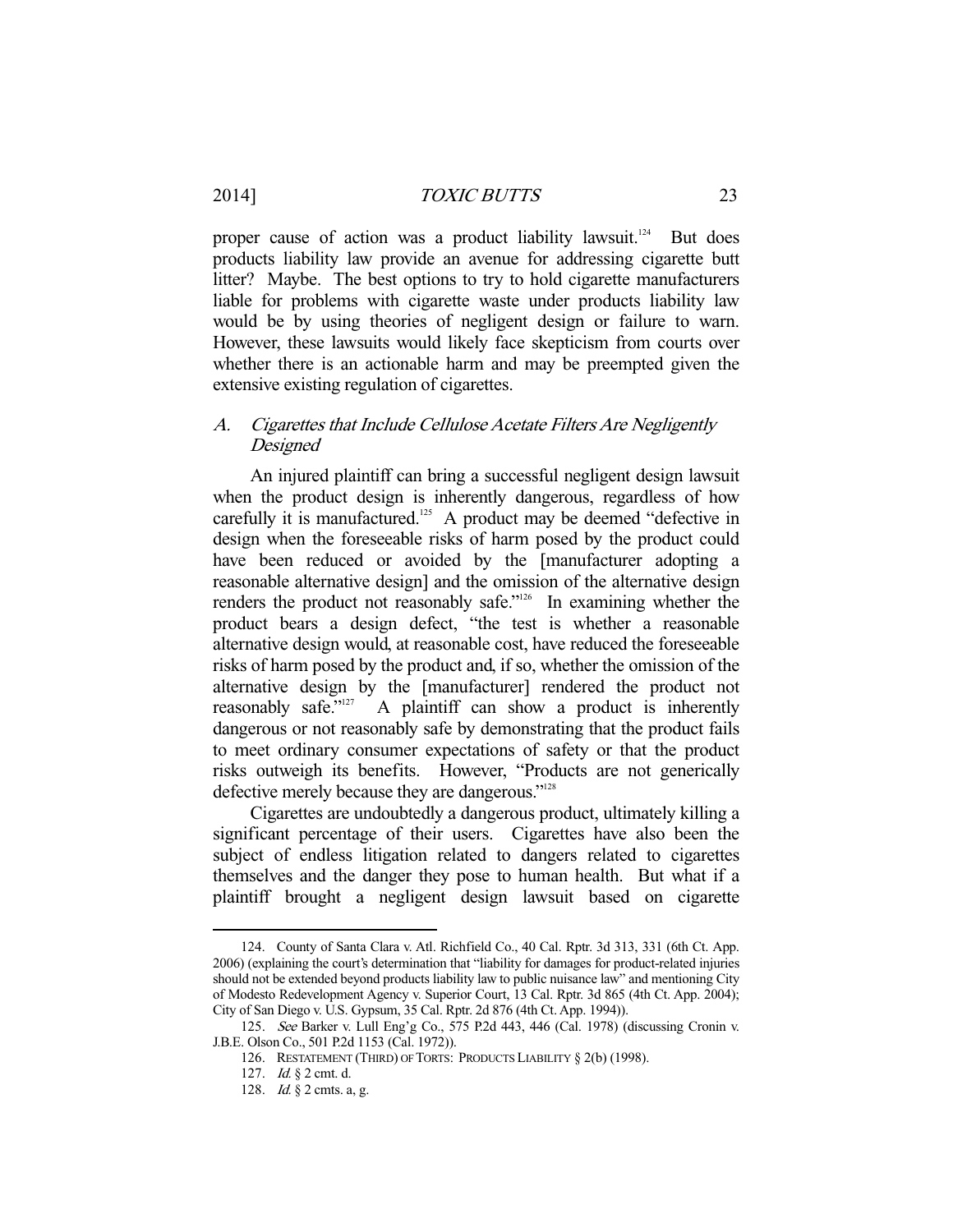proper cause of action was a product liability lawsuit.[124] But does products liability law provide an avenue for addressing cigarette butt litter? Maybe. The best options to try to hold cigarette manufacturers liable for problems with cigarette waste under products liability law would be by using theories of negligent design or failure to warn. However, these lawsuits would likely face skepticism from courts over whether there is an actionable harm and may be preempted given the extensive existing regulation of cigarettes.

### A. *Cigarettes that Include Cellulose Acetate Filters Are Negligently Designed*

An injured plaintiff can bring a successful negligent design lawsuit when the product design is inherently dangerous, regardless of how carefully it is manufactured.[125] A product may be deemed "defective in design when the foreseeable risks of harm posed by the product could have been reduced or avoided by the [manufacturer adopting a reasonable alternative design] and the omission of the alternative design renders the product not reasonably safe."[126] In examining whether the product bears a design defect, "the test is whether a reasonable alternative design would, at reasonable cost, have reduced the foreseeable risks of harm posed by the product and, if so, whether the omission of the alternative design by the [manufacturer] rendered the product not reasonably safe."[127] A plaintiff can show a product is inherently dangerous or not reasonably safe by demonstrating that the product fails to meet ordinary consumer expectations of safety or that the product risks outweigh its benefits. However, "Products are not generically defective merely because they are dangerous."[128]

Cigarettes are undoubtedly a dangerous product, ultimately killing a significant percentage of their users. Cigarettes have also been the subject of endless litigation related to dangers related to cigarettes themselves and the danger they pose to human health. But what if a plaintiff brought a negligent design lawsuit based on cigarette

---

124. County of Santa Clara v. Atl. Richfield Co., 40 Cal. Rptr. 3d 313, 331 (6th Ct. App. 2006) (explaining the court's determination that "liability for damages for product-related injuries should not be extended beyond products liability law to public nuisance law" and mentioning City of Modesto Redevelopment Agency v. Superior Court, 13 Cal. Rptr. 3d 865 (4th Ct. App. 2004); City of San Diego v. U.S. Gypsum, 35 Cal. Rptr. 2d 876 (4th Ct. App. 1994)).

125. *See* Barker v. Lull Eng'g Co., 575 P.2d 443, 446 (Cal. 1978) (discussing Cronin v. J.B.E. Olson Co., 501 P.2d 1153 (Cal. 1972)).

126. RESTATEMENT (THIRD) OF TORTS: PRODUCTS LIABILITY § 2(b) (1998).

127. *Id.* § 2 cmt. d.

128. *Id.* § 2 cmts. a, g.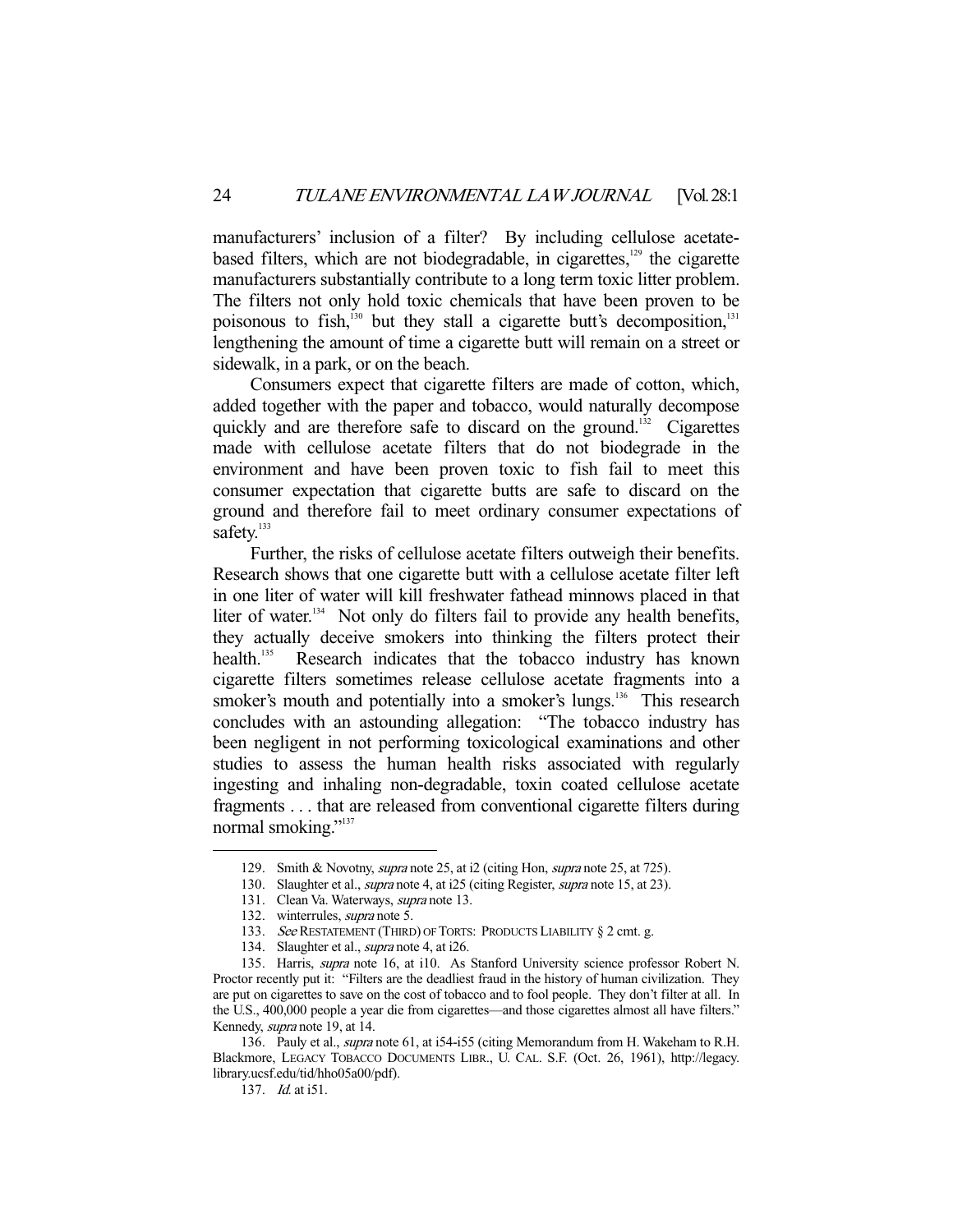manufacturers' inclusion of a filter? By including cellulose acetate-based filters, which are not biodegradable, in cigarettes,[129] the cigarette manufacturers substantially contribute to a long term toxic litter problem. The filters not only hold toxic chemicals that have been proven to be poisonous to fish,[130] but they stall a cigarette butt's decomposition,[131] lengthening the amount of time a cigarette butt will remain on a street or sidewalk, in a park, or on the beach.

Consumers expect that cigarette filters are made of cotton, which, added together with the paper and tobacco, would naturally decompose quickly and are therefore safe to discard on the ground.[132] Cigarettes made with cellulose acetate filters that do not biodegrade in the environment and have been proven toxic to fish fail to meet this consumer expectation that cigarette butts are safe to discard on the ground and therefore fail to meet ordinary consumer expectations of safety.[133]

Further, the risks of cellulose acetate filters outweigh their benefits. Research shows that one cigarette butt with a cellulose acetate filter left in one liter of water will kill freshwater fathead minnows placed in that liter of water.[134] Not only do filters fail to provide any health benefits, they actually deceive smokers into thinking the filters protect their health.[135] Research indicates that the tobacco industry has known cigarette filters sometimes release cellulose acetate fragments into a smoker's mouth and potentially into a smoker's lungs.[136] This research concludes with an astounding allegation: "The tobacco industry has been negligent in not performing toxicological examinations and other studies to assess the human health risks associated with regularly ingesting and inhaling non-degradable, toxin coated cellulose acetate fragments . . . that are released from conventional cigarette filters during normal smoking."[137]

---

129. Smith & Novotny, *supra* note 25, at i2 (citing Hon, *supra* note 25, at 725).

130. Slaughter et al., *supra* note 4, at i25 (citing Register, *supra* note 15, at 23).

131. Clean Va. Waterways, *supra* note 13.

132. winterrules, *supra* note 5.

133. *See* RESTATEMENT (THIRD) OF TORTS: PRODUCTS LIABILITY § 2 cmt. g.

134. Slaughter et al., *supra* note 4, at i26.

135. Harris, *supra* note 16, at i10. As Stanford University science professor Robert N. Proctor recently put it: "Filters are the deadliest fraud in the history of human civilization. They are put on cigarettes to save on the cost of tobacco and to fool people. They don't filter at all. In the U.S., 400,000 people a year die from cigarettes—and those cigarettes almost all have filters." Kennedy, *supra* note 19, at 14.

136. Pauly et al., *supra* note 61, at i54-i55 (citing Memorandum from H. Wakeham to R.H. Blackmore, LEGACY TOBACCO DOCUMENTS LIBR., U. CAL. S.F. (Oct. 26, 1961), http://legacy.library.ucsf.edu/tid/hho05a00/pdf).

137. *Id.* at i51.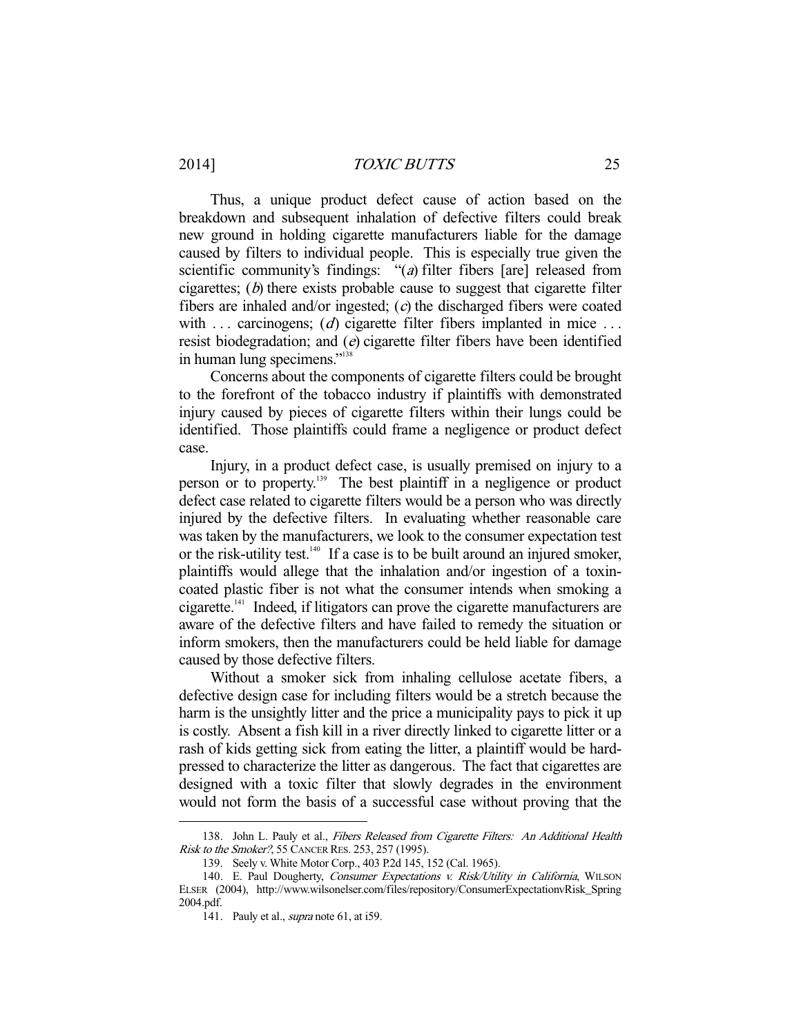Thus, a unique product defect cause of action based on the breakdown and subsequent inhalation of defective filters could break new ground in holding cigarette manufacturers liable for the damage caused by filters to individual people. This is especially true given the scientific community's findings: "(*a*) filter fibers [are] released from cigarettes; (*b*) there exists probable cause to suggest that cigarette filter fibers are inhaled and/or ingested; (*c*) the discharged fibers were coated with . . . carcinogens; (*d*) cigarette filter fibers implanted in mice . . . resist biodegradation; and (*e*) cigarette filter fibers have been identified in human lung specimens."[138]

Concerns about the components of cigarette filters could be brought to the forefront of the tobacco industry if plaintiffs with demonstrated injury caused by pieces of cigarette filters within their lungs could be identified. Those plaintiffs could frame a negligence or product defect case.

Injury, in a product defect case, is usually premised on injury to a person or to property.[139] The best plaintiff in a negligence or product defect case related to cigarette filters would be a person who was directly injured by the defective filters. In evaluating whether reasonable care was taken by the manufacturers, we look to the consumer expectation test or the risk-utility test.[140] If a case is to be built around an injured smoker, plaintiffs would allege that the inhalation and/or ingestion of a toxin-coated plastic fiber is not what the consumer intends when smoking a cigarette.[141] Indeed, if litigators can prove the cigarette manufacturers are aware of the defective filters and have failed to remedy the situation or inform smokers, then the manufacturers could be held liable for damage caused by those defective filters.

Without a smoker sick from inhaling cellulose acetate fibers, a defective design case for including filters would be a stretch because the harm is the unsightly litter and the price a municipality pays to pick it up is costly. Absent a fish kill in a river directly linked to cigarette litter or a rash of kids getting sick from eating the litter, a plaintiff would be hard-pressed to characterize the litter as dangerous. The fact that cigarettes are designed with a toxic filter that slowly degrades in the environment would not form the basis of a successful case without proving that the

---

138. John L. Pauly et al., *Fibers Released from Cigarette Filters: An Additional Health Risk to the Smoker?*, 55 CANCER RES. 253, 257 (1995).

139. Seely v. White Motor Corp., 403 P.2d 145, 152 (Cal. 1965).

140. E. Paul Dougherty, *Consumer Expectations v. Risk/Utility in California*, WILSON ELSER (2004), http://www.wilsonelser.com/files/repository/ConsumerExpectationvRisk_Spring2004.pdf.

141. Pauly et al., *supra* note 61, at i59.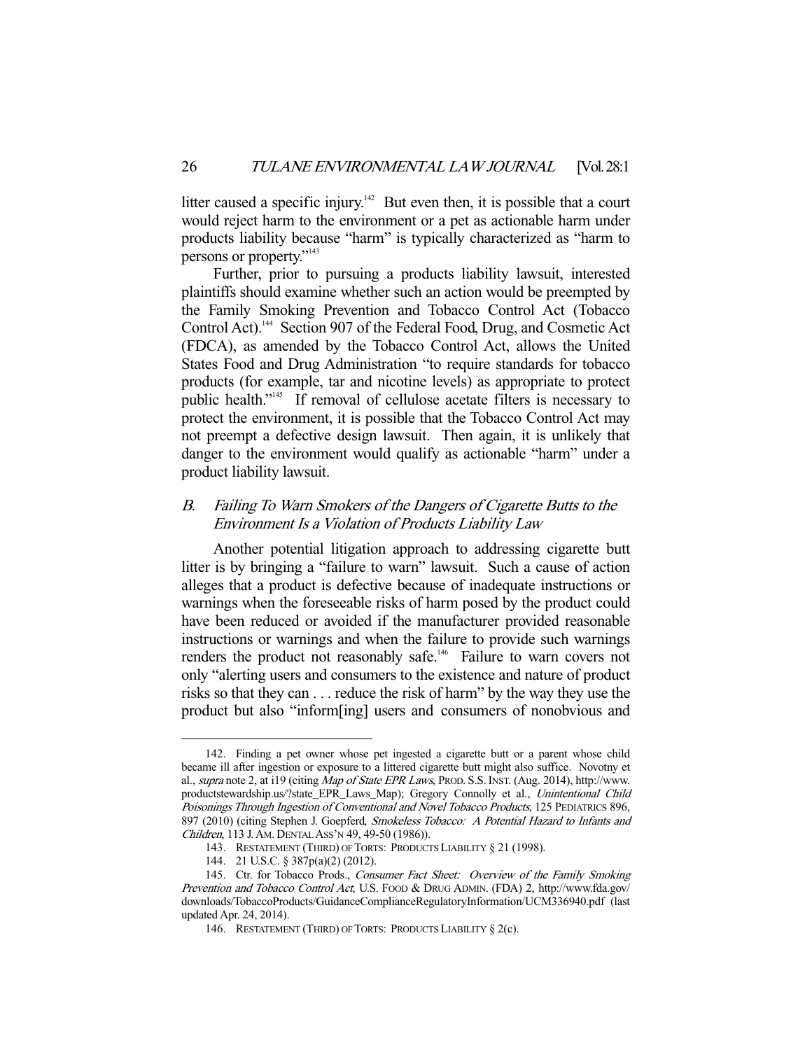litter caused a specific injury.[142] But even then, it is possible that a court would reject harm to the environment or a pet as actionable harm under products liability because "harm" is typically characterized as "harm to persons or property."[143]

Further, prior to pursuing a products liability lawsuit, interested plaintiffs should examine whether such an action would be preempted by the Family Smoking Prevention and Tobacco Control Act (Tobacco Control Act).[144] Section 907 of the Federal Food, Drug, and Cosmetic Act (FDCA), as amended by the Tobacco Control Act, allows the United States Food and Drug Administration "to require standards for tobacco products (for example, tar and nicotine levels) as appropriate to protect public health."[145] If removal of cellulose acetate filters is necessary to protect the environment, it is possible that the Tobacco Control Act may not preempt a defective design lawsuit. Then again, it is unlikely that danger to the environment would qualify as actionable "harm" under a product liability lawsuit.

### *B. Failing To Warn Smokers of the Dangers of Cigarette Butts to the Environment Is a Violation of Products Liability Law*

Another potential litigation approach to addressing cigarette butt litter is by bringing a "failure to warn" lawsuit. Such a cause of action alleges that a product is defective because of inadequate instructions or warnings when the foreseeable risks of harm posed by the product could have been reduced or avoided if the manufacturer provided reasonable instructions or warnings and when the failure to provide such warnings renders the product not reasonably safe.[146] Failure to warn covers not only "alerting users and consumers to the existence and nature of product risks so that they can . . . reduce the risk of harm" by the way they use the product but also "inform[ing] users and consumers of nonobvious and

---

142. Finding a pet owner whose pet ingested a cigarette butt or a parent whose child became ill after ingestion or exposure to a littered cigarette butt might also suffice. Novotny et al., *supra* note 2, at i19 (citing *Map of State EPR Laws*, PROD. S.S. INST. (Aug. 2014), http://www.productstewardship.us/?state_EPR_Laws_Map); Gregory Connolly et al., *Unintentional Child Poisonings Through Ingestion of Conventional and Novel Tobacco Products*, 125 PEDIATRICS 896, 897 (2010) (citing Stephen J. Goepferd, *Smokeless Tobacco: A Potential Hazard to Infants and Children*, 113 J. AM. DENTAL ASS'N 49, 49-50 (1986)).

143. RESTATEMENT (THIRD) OF TORTS: PRODUCTS LIABILITY § 21 (1998).

144. 21 U.S.C. § 387p(a)(2) (2012).

145. Ctr. for Tobacco Prods., *Consumer Fact Sheet: Overview of the Family Smoking Prevention and Tobacco Control Act*, U.S. FOOD & DRUG ADMIN. (FDA) 2, http://www.fda.gov/downloads/TobaccoProducts/GuidanceComplianceRegulatoryInformation/UCM336940.pdf (last updated Apr. 24, 2014).

146. RESTATEMENT (THIRD) OF TORTS: PRODUCTS LIABILITY § 2(c).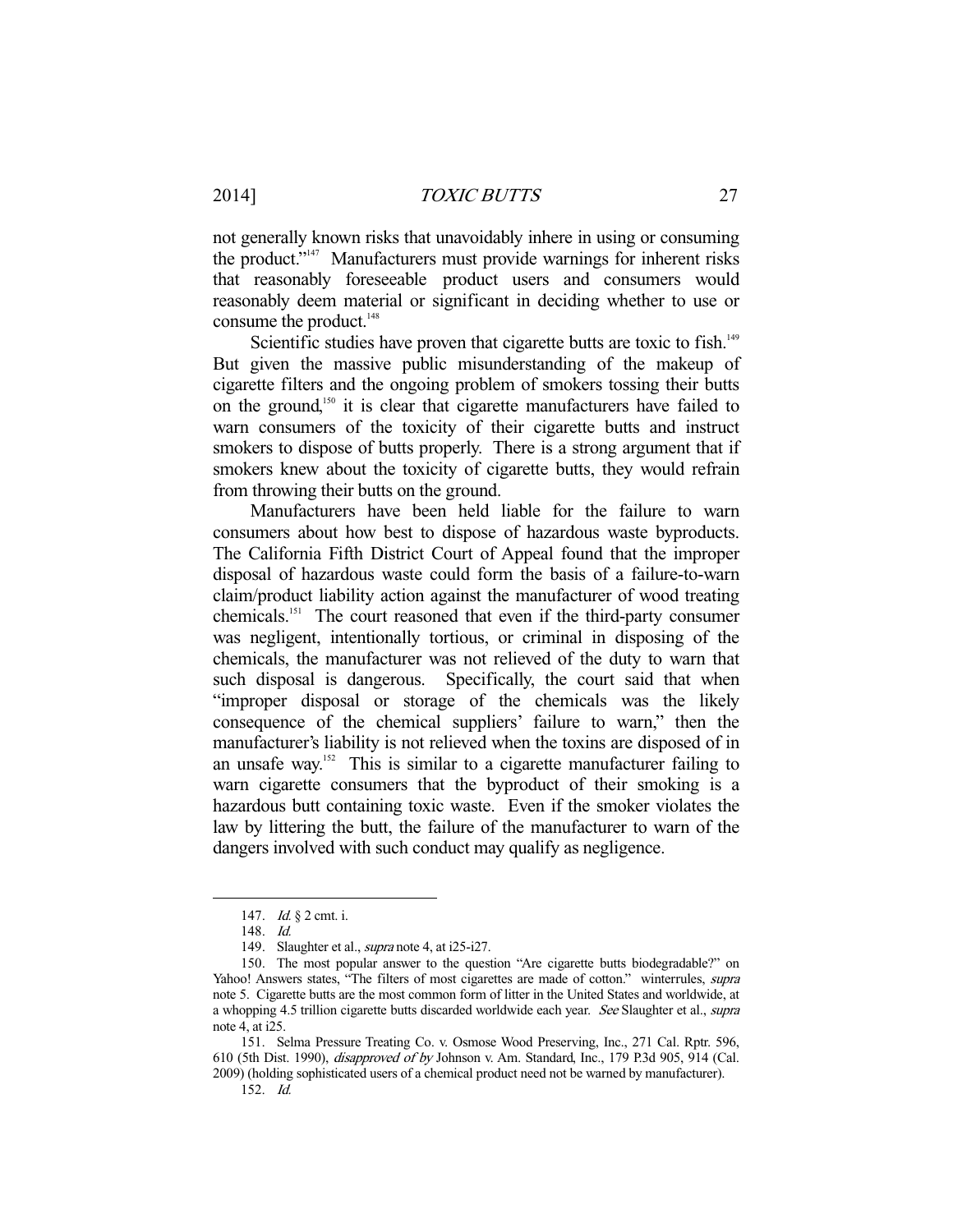not generally known risks that unavoidably inhere in using or consuming the product."[147] Manufacturers must provide warnings for inherent risks that reasonably foreseeable product users and consumers would reasonably deem material or significant in deciding whether to use or consume the product.[148]

Scientific studies have proven that cigarette butts are toxic to fish.[149] But given the massive public misunderstanding of the makeup of cigarette filters and the ongoing problem of smokers tossing their butts on the ground,[150] it is clear that cigarette manufacturers have failed to warn consumers of the toxicity of their cigarette butts and instruct smokers to dispose of butts properly. There is a strong argument that if smokers knew about the toxicity of cigarette butts, they would refrain from throwing their butts on the ground.

Manufacturers have been held liable for the failure to warn consumers about how best to dispose of hazardous waste byproducts. The California Fifth District Court of Appeal found that the improper disposal of hazardous waste could form the basis of a failure-to-warn claim/product liability action against the manufacturer of wood treating chemicals.[151] The court reasoned that even if the third-party consumer was negligent, intentionally tortious, or criminal in disposing of the chemicals, the manufacturer was not relieved of the duty to warn that such disposal is dangerous. Specifically, the court said that when "improper disposal or storage of the chemicals was the likely consequence of the chemical suppliers' failure to warn," then the manufacturer's liability is not relieved when the toxins are disposed of in an unsafe way.[152] This is similar to a cigarette manufacturer failing to warn cigarette consumers that the byproduct of their smoking is a hazardous butt containing toxic waste. Even if the smoker violates the law by littering the butt, the failure of the manufacturer to warn of the dangers involved with such conduct may qualify as negligence.

---

147. *Id.* § 2 cmt. i.

148. *Id.*

149. Slaughter et al., *supra* note 4, at i25-i27.

150. The most popular answer to the question "Are cigarette butts biodegradable?" on Yahoo! Answers states, "The filters of most cigarettes are made of cotton." winterrules, *supra* note 5. Cigarette butts are the most common form of litter in the United States and worldwide, at a whopping 4.5 trillion cigarette butts discarded worldwide each year. *See* Slaughter et al., *supra* note 4, at i25.

151. Selma Pressure Treating Co. v. Osmose Wood Preserving, Inc., 271 Cal. Rptr. 596, 610 (5th Dist. 1990), *disapproved of by* Johnson v. Am. Standard, Inc., 179 P.3d 905, 914 (Cal. 2009) (holding sophisticated users of a chemical product need not be warned by manufacturer).

152. *Id.*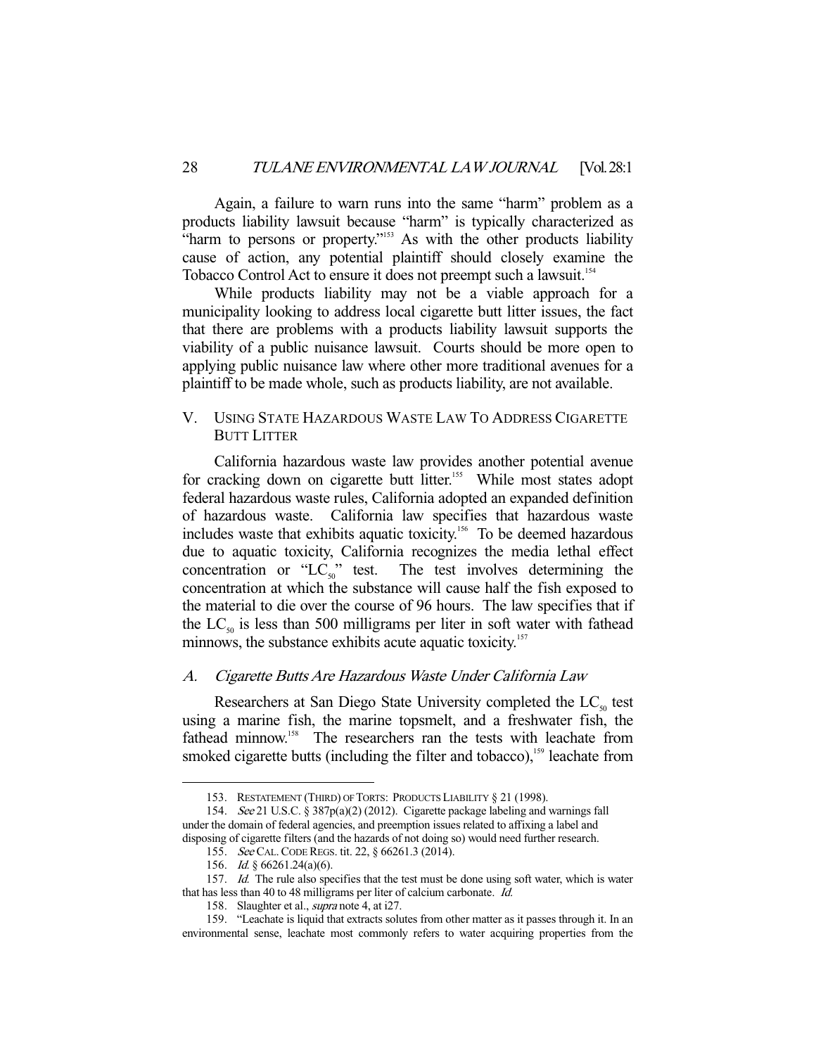Again, a failure to warn runs into the same "harm" problem as a products liability lawsuit because "harm" is typically characterized as "harm to persons or property."[153] As with the other products liability cause of action, any potential plaintiff should closely examine the Tobacco Control Act to ensure it does not preempt such a lawsuit.[154]

While products liability may not be a viable approach for a municipality looking to address local cigarette butt litter issues, the fact that there are problems with a products liability lawsuit supports the viability of a public nuisance lawsuit. Courts should be more open to applying public nuisance law where other more traditional avenues for a plaintiff to be made whole, such as products liability, are not available.

## V. USING STATE HAZARDOUS WASTE LAW TO ADDRESS CIGARETTE BUTT LITTER

California hazardous waste law provides another potential avenue for cracking down on cigarette butt litter.[155] While most states adopt federal hazardous waste rules, California adopted an expanded definition of hazardous waste. California law specifies that hazardous waste includes waste that exhibits aquatic toxicity.[156] To be deemed hazardous due to aquatic toxicity, California recognizes the media lethal effect concentration or "$LC_{50}$" test. The test involves determining the concentration at which the substance will cause half the fish exposed to the material to die over the course of 96 hours. The law specifies that if the $LC_{50}$ is less than 500 milligrams per liter in soft water with fathead minnows, the substance exhibits acute aquatic toxicity.[157]

### *A. Cigarette Butts Are Hazardous Waste Under California Law*

Researchers at San Diego State University completed the $LC_{50}$ test using a marine fish, the marine topsmelt, and a freshwater fish, the fathead minnow.[158] The researchers ran the tests with leachate from smoked cigarette butts (including the filter and tobacco),[159] leachate from

---

153. RESTATEMENT (THIRD) OF TORTS: PRODUCTS LIABILITY § 21 (1998).

154. *See* 21 U.S.C. § 387p(a)(2) (2012). Cigarette package labeling and warnings fall under the domain of federal agencies, and preemption issues related to affixing a label and disposing of cigarette filters (and the hazards of not doing so) would need further research.

155. *See* CAL. CODE REGS. tit. 22, § 66261.3 (2014).

156. *Id.* § 66261.24(a)(6).

157. *Id.* The rule also specifies that the test must be done using soft water, which is water that has less than 40 to 48 milligrams per liter of calcium carbonate. *Id.*

158. Slaughter et al., *supra* note 4, at i27.

159. "Leachate is liquid that extracts solutes from other matter as it passes through it. In an environmental sense, leachate most commonly refers to water acquiring properties from the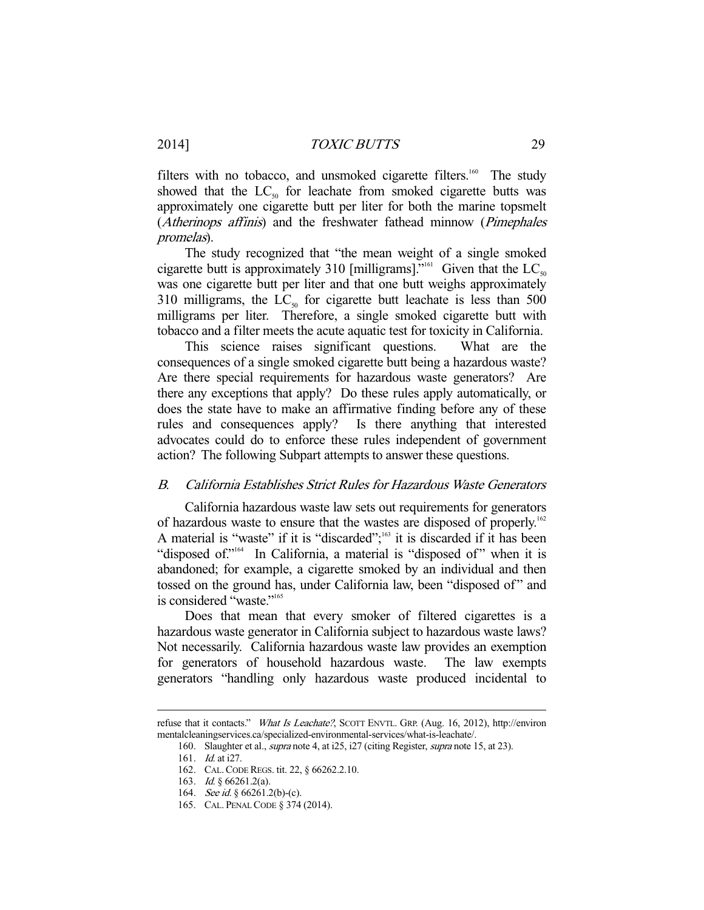filters with no tobacco, and unsmoked cigarette filters.[160] The study showed that the $LC_{50}$ for leachate from smoked cigarette butts was approximately one cigarette butt per liter for both the marine topsmelt (*Atherinops affinis*) and the freshwater fathead minnow (*Pimephales promelas*).

The study recognized that "the mean weight of a single smoked cigarette butt is approximately 310 [milligrams]."[161] Given that the $LC_{50}$ was one cigarette butt per liter and that one butt weighs approximately 310 milligrams, the $LC_{50}$ for cigarette butt leachate is less than 500 milligrams per liter. Therefore, a single smoked cigarette butt with tobacco and a filter meets the acute aquatic test for toxicity in California.

This science raises significant questions. What are the consequences of a single smoked cigarette butt being a hazardous waste? Are there special requirements for hazardous waste generators? Are there any exceptions that apply? Do these rules apply automatically, or does the state have to make an affirmative finding before any of these rules and consequences apply? Is there anything that interested advocates could do to enforce these rules independent of government action? The following Subpart attempts to answer these questions.

### *B. California Establishes Strict Rules for Hazardous Waste Generators*

California hazardous waste law sets out requirements for generators of hazardous waste to ensure that the wastes are disposed of properly.[162] A material is "waste" if it is "discarded";[163] it is discarded if it has been "disposed of."[164] In California, a material is "disposed of" when it is abandoned; for example, a cigarette smoked by an individual and then tossed on the ground has, under California law, been "disposed of" and is considered "waste."[165]

Does that mean that every smoker of filtered cigarettes is a hazardous waste generator in California subject to hazardous waste laws? Not necessarily. California hazardous waste law provides an exemption for generators of household hazardous waste. The law exempts generators "handling only hazardous waste produced incidental to

---

refuse that it contacts." *What Is Leachate?*, SCOTT ENVTL. GRP. (Aug. 16, 2012), http://environmentalcleaningservices.ca/specialized-environmental-services/what-is-leachate/.

160. Slaughter et al., *supra* note 4, at i25, i27 (citing Register, *supra* note 15, at 23).

161. *Id.* at i27.

162. CAL. CODE REGS. tit. 22, § 66262.2.10.

163. *Id.* § 66261.2(a).

164. *See id.* § 66261.2(b)-(c).

165. CAL. PENAL CODE § 374 (2014).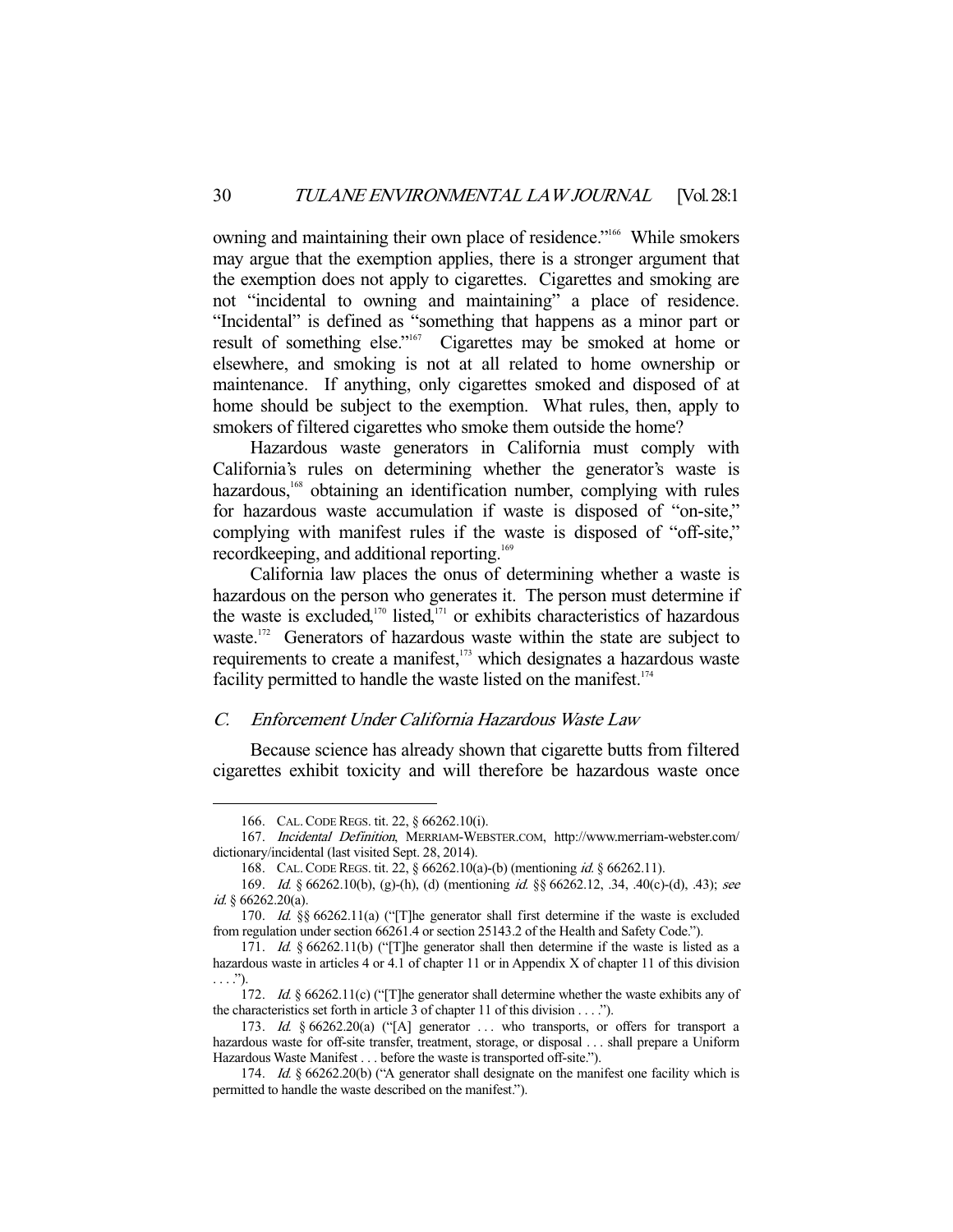owning and maintaining their own place of residence."[166] While smokers may argue that the exemption applies, there is a stronger argument that the exemption does not apply to cigarettes. Cigarettes and smoking are not "incidental to owning and maintaining" a place of residence. "Incidental" is defined as "something that happens as a minor part or result of something else."[167] Cigarettes may be smoked at home or elsewhere, and smoking is not at all related to home ownership or maintenance. If anything, only cigarettes smoked and disposed of at home should be subject to the exemption. What rules, then, apply to smokers of filtered cigarettes who smoke them outside the home?

Hazardous waste generators in California must comply with California's rules on determining whether the generator's waste is hazardous,[168] obtaining an identification number, complying with rules for hazardous waste accumulation if waste is disposed of "on-site," complying with manifest rules if the waste is disposed of "off-site," recordkeeping, and additional reporting.[169]

California law places the onus of determining whether a waste is hazardous on the person who generates it. The person must determine if the waste is excluded,[170] listed,[171] or exhibits characteristics of hazardous waste.[172] Generators of hazardous waste within the state are subject to requirements to create a manifest,[173] which designates a hazardous waste facility permitted to handle the waste listed on the manifest.[174]

### *C. Enforcement Under California Hazardous Waste Law*

Because science has already shown that cigarette butts from filtered cigarettes exhibit toxicity and will therefore be hazardous waste once

---

166. CAL. CODE REGS. tit. 22, § 66262.10(i).

167. *Incidental Definition*, MERRIAM-WEBSTER.COM, http://www.merriam-webster.com/dictionary/incidental (last visited Sept. 28, 2014).

168. CAL. CODE REGS. tit. 22, § 66262.10(a)-(b) (mentioning *id.* § 66262.11).

169. *Id.* § 66262.10(b), (g)-(h), (d) (mentioning *id.* §§ 66262.12, .34, .40(c)-(d), .43); *see id.* § 66262.20(a).

170. *Id.* §§ 66262.11(a) ("[T]he generator shall first determine if the waste is excluded from regulation under section 66261.4 or section 25143.2 of the Health and Safety Code.").

171. *Id.* § 66262.11(b) ("[T]he generator shall then determine if the waste is listed as a hazardous waste in articles 4 or 4.1 of chapter 11 or in Appendix X of chapter 11 of this division . . . .").

172. *Id.* § 66262.11(c) ("[T]he generator shall determine whether the waste exhibits any of the characteristics set forth in article 3 of chapter 11 of this division . . . .").

173. *Id.* § 66262.20(a) ("[A] generator . . . who transports, or offers for transport a hazardous waste for off-site transfer, treatment, storage, or disposal . . . shall prepare a Uniform Hazardous Waste Manifest . . . before the waste is transported off-site.").

174. *Id.* § 66262.20(b) ("A generator shall designate on the manifest one facility which is permitted to handle the waste described on the manifest.").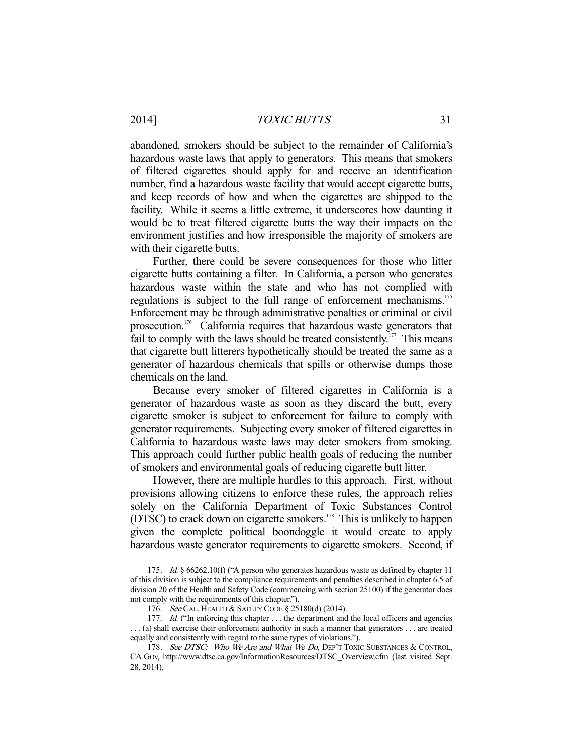abandoned, smokers should be subject to the remainder of California's hazardous waste laws that apply to generators. This means that smokers of filtered cigarettes should apply for and receive an identification number, find a hazardous waste facility that would accept cigarette butts, and keep records of how and when the cigarettes are shipped to the facility. While it seems a little extreme, it underscores how daunting it would be to treat filtered cigarette butts the way their impacts on the environment justifies and how irresponsible the majority of smokers are with their cigarette butts.

Further, there could be severe consequences for those who litter cigarette butts containing a filter. In California, a person who generates hazardous waste within the state and who has not complied with regulations is subject to the full range of enforcement mechanisms.[175] Enforcement may be through administrative penalties or criminal or civil prosecution.[176] California requires that hazardous waste generators that fail to comply with the laws should be treated consistently.[177] This means that cigarette butt litterers hypothetically should be treated the same as a generator of hazardous chemicals that spills or otherwise dumps those chemicals on the land.

Because every smoker of filtered cigarettes in California is a generator of hazardous waste as soon as they discard the butt, every cigarette smoker is subject to enforcement for failure to comply with generator requirements. Subjecting every smoker of filtered cigarettes in California to hazardous waste laws may deter smokers from smoking. This approach could further public health goals of reducing the number of smokers and environmental goals of reducing cigarette butt litter.

However, there are multiple hurdles to this approach. First, without provisions allowing citizens to enforce these rules, the approach relies solely on the California Department of Toxic Substances Control (DTSC) to crack down on cigarette smokers.[178] This is unlikely to happen given the complete political boondoggle it would create to apply hazardous waste generator requirements to cigarette smokers. Second, if

---

175. *Id.* § 66262.10(f) ("A person who generates hazardous waste as defined by chapter 11 of this division is subject to the compliance requirements and penalties described in chapter 6.5 of division 20 of the Health and Safety Code (commencing with section 25100) if the generator does not comply with the requirements of this chapter.").

176. *See* CAL. HEALTH & SAFETY CODE § 25180(d) (2014).

177. *Id.* ("In enforcing this chapter . . . the department and the local officers and agencies . . . (a) shall exercise their enforcement authority in such a manner that generators . . . are treated equally and consistently with regard to the same types of violations.").

178. *See DTSC: Who We Are and What We Do*, DEP'T TOXIC SUBSTANCES & CONTROL, CA.GOV, http://www.dtsc.ca.gov/InformationResources/DTSC_Overview.cfm (last visited Sept. 28, 2014).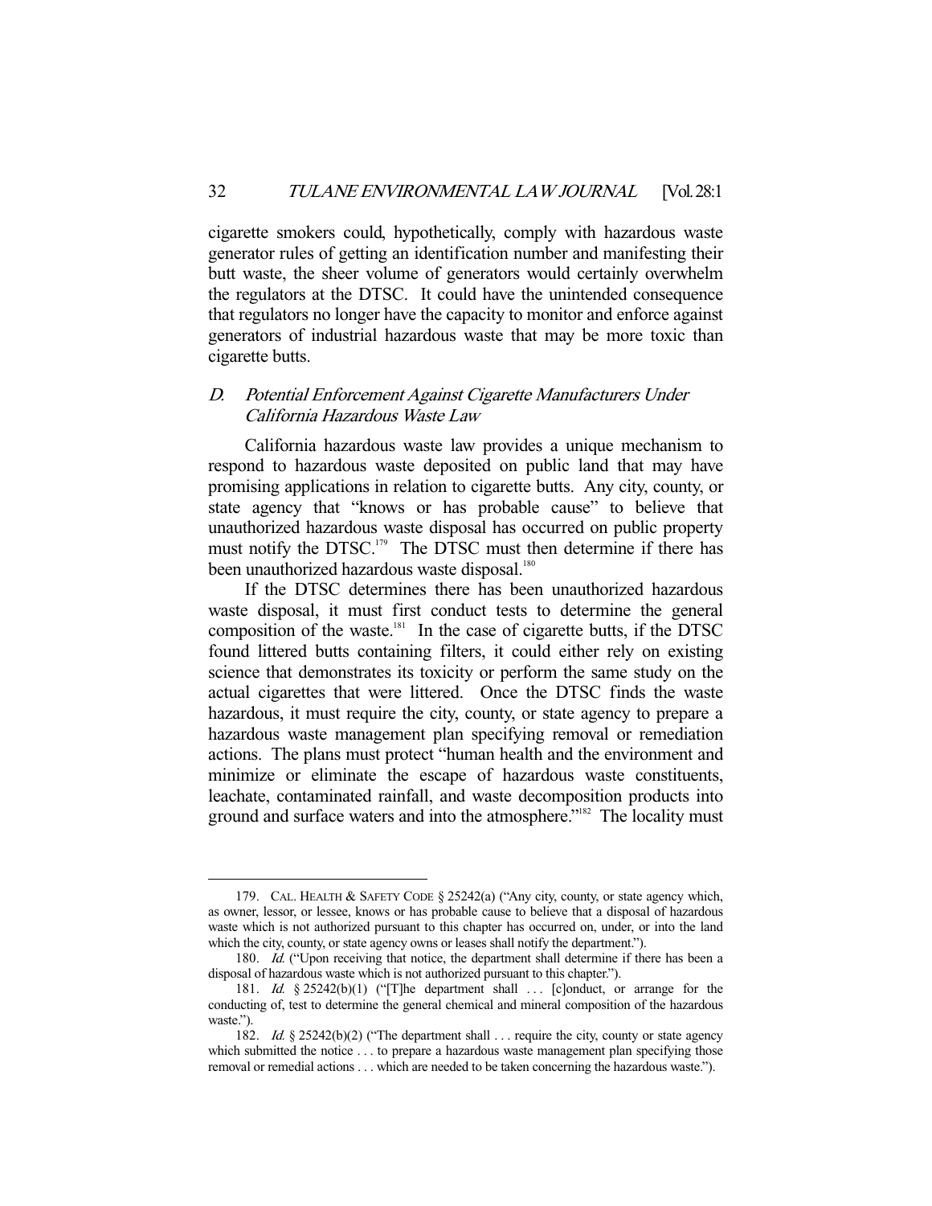cigarette smokers could, hypothetically, comply with hazardous waste generator rules of getting an identification number and manifesting their butt waste, the sheer volume of generators would certainly overwhelm the regulators at the DTSC. It could have the unintended consequence that regulators no longer have the capacity to monitor and enforce against generators of industrial hazardous waste that may be more toxic than cigarette butts.

### *D. Potential Enforcement Against Cigarette Manufacturers Under California Hazardous Waste Law*

California hazardous waste law provides a unique mechanism to respond to hazardous waste deposited on public land that may have promising applications in relation to cigarette butts. Any city, county, or state agency that "knows or has probable cause" to believe that unauthorized hazardous waste disposal has occurred on public property must notify the DTSC.[179] The DTSC must then determine if there has been unauthorized hazardous waste disposal.[180]

If the DTSC determines there has been unauthorized hazardous waste disposal, it must first conduct tests to determine the general composition of the waste.[181] In the case of cigarette butts, if the DTSC found littered butts containing filters, it could either rely on existing science that demonstrates its toxicity or perform the same study on the actual cigarettes that were littered. Once the DTSC finds the waste hazardous, it must require the city, county, or state agency to prepare a hazardous waste management plan specifying removal or remediation actions. The plans must protect "human health and the environment and minimize or eliminate the escape of hazardous waste constituents, leachate, contaminated rainfall, and waste decomposition products into ground and surface waters and into the atmosphere."[182] The locality must

---

179. CAL. HEALTH & SAFETY CODE § 25242(a) ("Any city, county, or state agency which, as owner, lessor, or lessee, knows or has probable cause to believe that a disposal of hazardous waste which is not authorized pursuant to this chapter has occurred on, under, or into the land which the city, county, or state agency owns or leases shall notify the department.").

180. *Id.* ("Upon receiving that notice, the department shall determine if there has been a disposal of hazardous waste which is not authorized pursuant to this chapter.").

181. *Id.* § 25242(b)(1) ("[T]he department shall . . . [c]onduct, or arrange for the conducting of, test to determine the general chemical and mineral composition of the hazardous waste.").

182. *Id.* § 25242(b)(2) ("The department shall . . . require the city, county or state agency which submitted the notice . . . to prepare a hazardous waste management plan specifying those removal or remedial actions . . . which are needed to be taken concerning the hazardous waste.").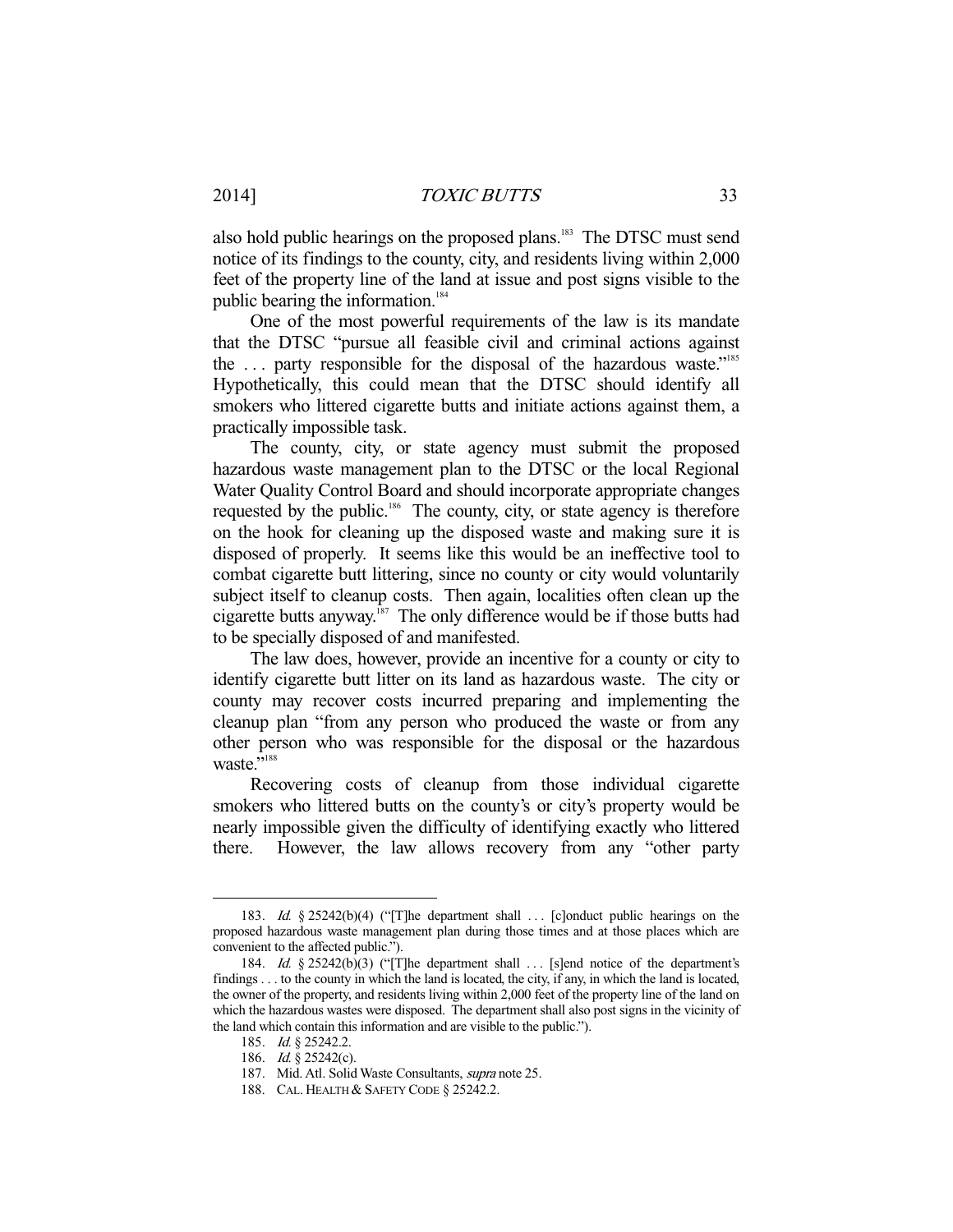also hold public hearings on the proposed plans.[183] The DTSC must send notice of its findings to the county, city, and residents living within 2,000 feet of the property line of the land at issue and post signs visible to the public bearing the information.[184]

One of the most powerful requirements of the law is its mandate that the DTSC "pursue all feasible civil and criminal actions against the . . . party responsible for the disposal of the hazardous waste."[185] Hypothetically, this could mean that the DTSC should identify all smokers who littered cigarette butts and initiate actions against them, a practically impossible task.

The county, city, or state agency must submit the proposed hazardous waste management plan to the DTSC or the local Regional Water Quality Control Board and should incorporate appropriate changes requested by the public.[186] The county, city, or state agency is therefore on the hook for cleaning up the disposed waste and making sure it is disposed of properly. It seems like this would be an ineffective tool to combat cigarette butt littering, since no county or city would voluntarily subject itself to cleanup costs. Then again, localities often clean up the cigarette butts anyway.[187] The only difference would be if those butts had to be specially disposed of and manifested.

The law does, however, provide an incentive for a county or city to identify cigarette butt litter on its land as hazardous waste. The city or county may recover costs incurred preparing and implementing the cleanup plan "from any person who produced the waste or from any other person who was responsible for the disposal or the hazardous waste."[188]

Recovering costs of cleanup from those individual cigarette smokers who littered butts on the county's or city's property would be nearly impossible given the difficulty of identifying exactly who littered there. However, the law allows recovery from any "other party

---

183. *Id.* § 25242(b)(4) ("[T]he department shall . . . [c]onduct public hearings on the proposed hazardous waste management plan during those times and at those places which are convenient to the affected public.").

184. *Id.* § 25242(b)(3) ("[T]he department shall . . . [s]end notice of the department's findings . . . to the county in which the land is located, the city, if any, in which the land is located, the owner of the property, and residents living within 2,000 feet of the property line of the land on which the hazardous wastes were disposed. The department shall also post signs in the vicinity of the land which contain this information and are visible to the public.").

185. *Id.* § 25242.2.

186. *Id.* § 25242(c).

187. Mid. Atl. Solid Waste Consultants, *supra* note 25.

188. CAL. HEALTH & SAFETY CODE § 25242.2.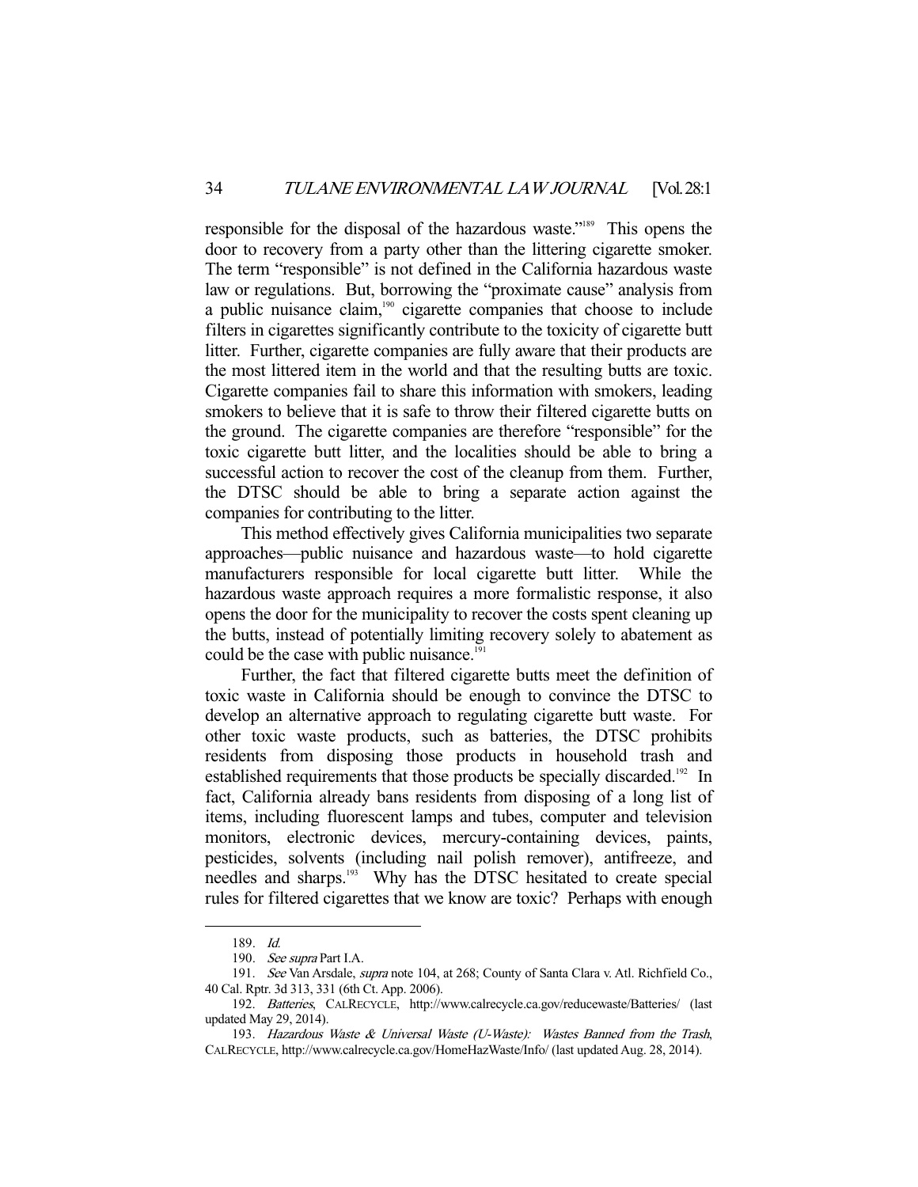responsible for the disposal of the hazardous waste."[189] This opens the door to recovery from a party other than the littering cigarette smoker. The term "responsible" is not defined in the California hazardous waste law or regulations. But, borrowing the "proximate cause" analysis from a public nuisance claim,[190] cigarette companies that choose to include filters in cigarettes significantly contribute to the toxicity of cigarette butt litter. Further, cigarette companies are fully aware that their products are the most littered item in the world and that the resulting butts are toxic. Cigarette companies fail to share this information with smokers, leading smokers to believe that it is safe to throw their filtered cigarette butts on the ground. The cigarette companies are therefore "responsible" for the toxic cigarette butt litter, and the localities should be able to bring a successful action to recover the cost of the cleanup from them. Further, the DTSC should be able to bring a separate action against the companies for contributing to the litter.

This method effectively gives California municipalities two separate approaches—public nuisance and hazardous waste—to hold cigarette manufacturers responsible for local cigarette butt litter. While the hazardous waste approach requires a more formalistic response, it also opens the door for the municipality to recover the costs spent cleaning up the butts, instead of potentially limiting recovery solely to abatement as could be the case with public nuisance.[191]

Further, the fact that filtered cigarette butts meet the definition of toxic waste in California should be enough to convince the DTSC to develop an alternative approach to regulating cigarette butt waste. For other toxic waste products, such as batteries, the DTSC prohibits residents from disposing those products in household trash and established requirements that those products be specially discarded.[192] In fact, California already bans residents from disposing of a long list of items, including fluorescent lamps and tubes, computer and television monitors, electronic devices, mercury-containing devices, paints, pesticides, solvents (including nail polish remover), antifreeze, and needles and sharps.[193] Why has the DTSC hesitated to create special rules for filtered cigarettes that we know are toxic? Perhaps with enough

---

189. *Id.*

190. *See supra* Part I.A.

191. *See* Van Arsdale, *supra* note 104, at 268; County of Santa Clara v. Atl. Richfield Co., 40 Cal. Rptr. 3d 313, 331 (6th Ct. App. 2006).

192. *Batteries*, CALRECYCLE, http://www.calrecycle.ca.gov/reducewaste/Batteries/ (last updated May 29, 2014).

193. *Hazardous Waste & Universal Waste (U-Waste): Wastes Banned from the Trash*, CALRECYCLE, http://www.calrecycle.ca.gov/HomeHazWaste/Info/ (last updated Aug. 28, 2014).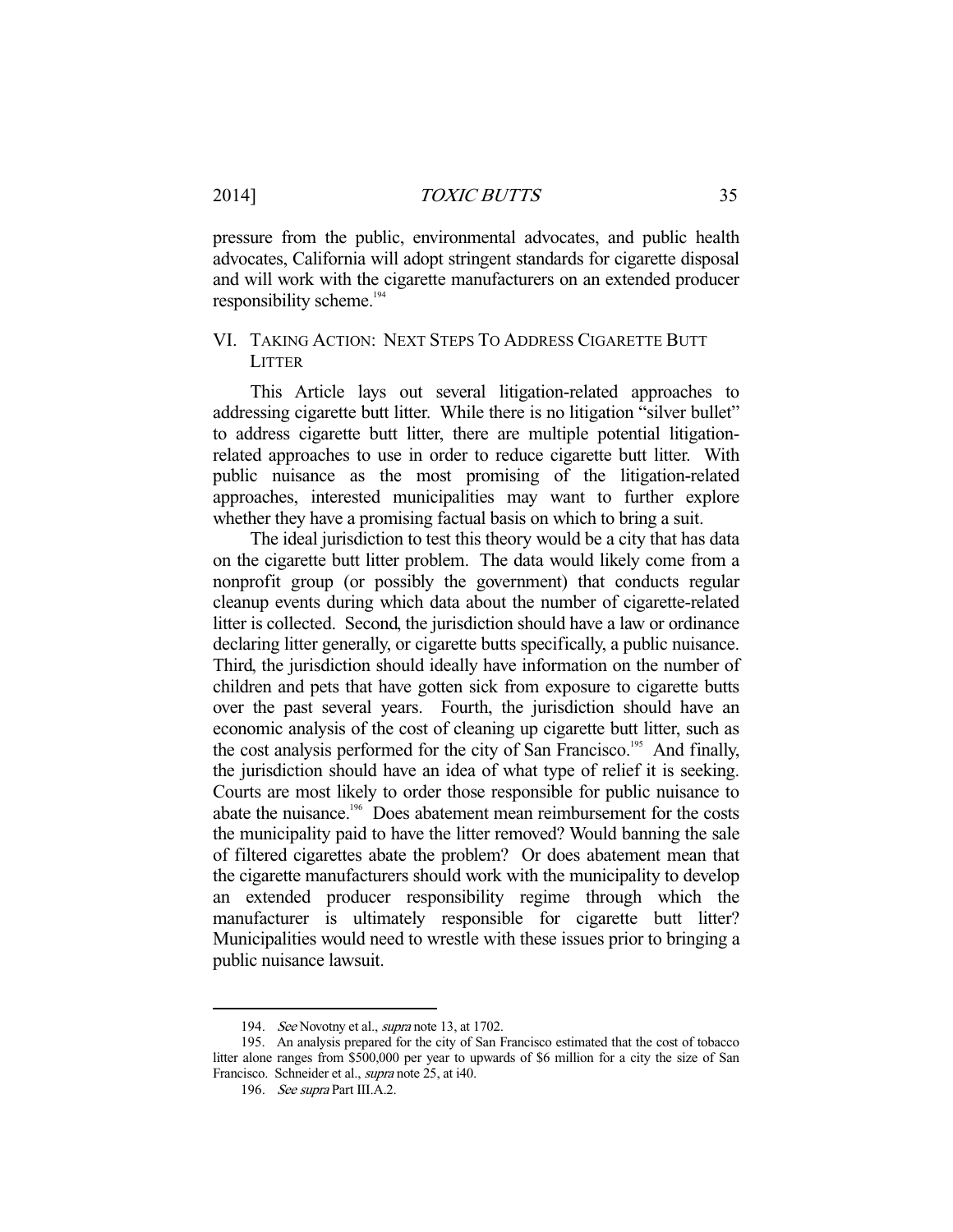pressure from the public, environmental advocates, and public health advocates, California will adopt stringent standards for cigarette disposal and will work with the cigarette manufacturers on an extended producer responsibility scheme.[194]

## VI. TAKING ACTION: NEXT STEPS TO ADDRESS CIGARETTE BUTT LITTER

This Article lays out several litigation-related approaches to addressing cigarette butt litter. While there is no litigation "silver bullet" to address cigarette butt litter, there are multiple potential litigation-related approaches to use in order to reduce cigarette butt litter. With public nuisance as the most promising of the litigation-related approaches, interested municipalities may want to further explore whether they have a promising factual basis on which to bring a suit.

The ideal jurisdiction to test this theory would be a city that has data on the cigarette butt litter problem. The data would likely come from a nonprofit group (or possibly the government) that conducts regular cleanup events during which data about the number of cigarette-related litter is collected. Second, the jurisdiction should have a law or ordinance declaring litter generally, or cigarette butts specifically, a public nuisance. Third, the jurisdiction should ideally have information on the number of children and pets that have gotten sick from exposure to cigarette butts over the past several years. Fourth, the jurisdiction should have an economic analysis of the cost of cleaning up cigarette butt litter, such as the cost analysis performed for the city of San Francisco.[195] And finally, the jurisdiction should have an idea of what type of relief it is seeking. Courts are most likely to order those responsible for public nuisance to abate the nuisance.[196] Does abatement mean reimbursement for the costs the municipality paid to have the litter removed? Would banning the sale of filtered cigarettes abate the problem? Or does abatement mean that the cigarette manufacturers should work with the municipality to develop an extended producer responsibility regime through which the manufacturer is ultimately responsible for cigarette butt litter? Municipalities would need to wrestle with these issues prior to bringing a public nuisance lawsuit.

---

194. *See* Novotny et al., *supra* note 13, at 1702.

195. An analysis prepared for the city of San Francisco estimated that the cost of tobacco litter alone ranges from $500,000 per year to upwards of $6 million for a city the size of San Francisco. Schneider et al., *supra* note 25, at i40.

196. *See supra* Part III.A.2.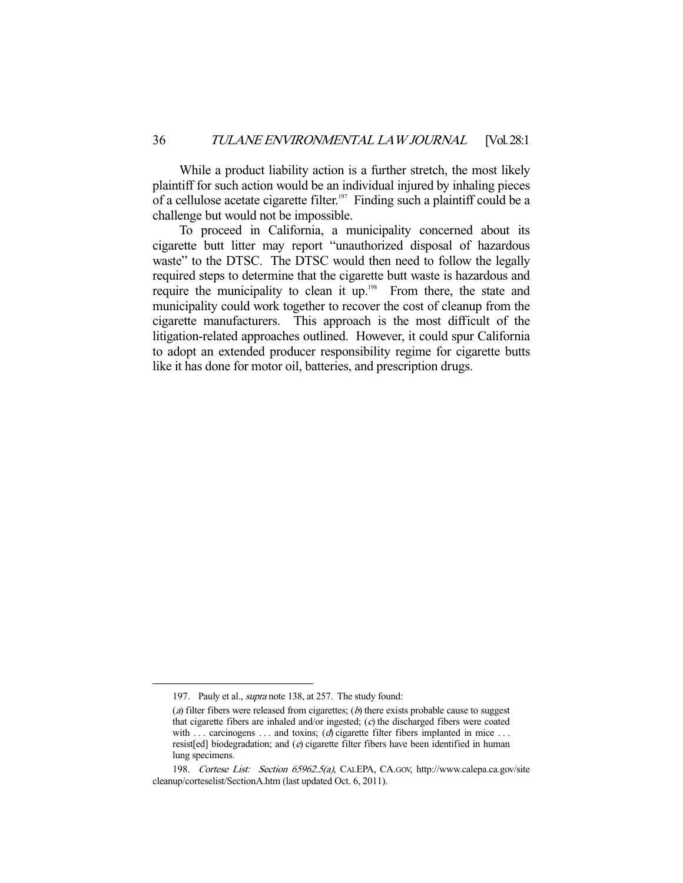While a product liability action is a further stretch, the most likely plaintiff for such action would be an individual injured by inhaling pieces of a cellulose acetate cigarette filter.[197] Finding such a plaintiff could be a challenge but would not be impossible.

To proceed in California, a municipality concerned about its cigarette butt litter may report "unauthorized disposal of hazardous waste" to the DTSC. The DTSC would then need to follow the legally required steps to determine that the cigarette butt waste is hazardous and require the municipality to clean it up.[198] From there, the state and municipality could work together to recover the cost of cleanup from the cigarette manufacturers. This approach is the most difficult of the litigation-related approaches outlined. However, it could spur California to adopt an extended producer responsibility regime for cigarette butts like it has done for motor oil, batteries, and prescription drugs.

---

197. Pauly et al., *supra* note 138, at 257. The study found:

> (*a*) filter fibers were released from cigarettes; (*b*) there exists probable cause to suggest that cigarette fibers are inhaled and/or ingested; (*c*) the discharged fibers were coated with . . . carcinogens . . . and toxins; (*d*) cigarette filter fibers implanted in mice . . . resist[ed] biodegradation; and (*e*) cigarette filter fibers have been identified in human lung specimens.

198. *Cortese List: Section 65962.5(a)*, CALEPA, CA.GOV, http://www.calepa.ca.gov/site cleanup/corteselist/SectionA.htm (last updated Oct. 6, 2011).